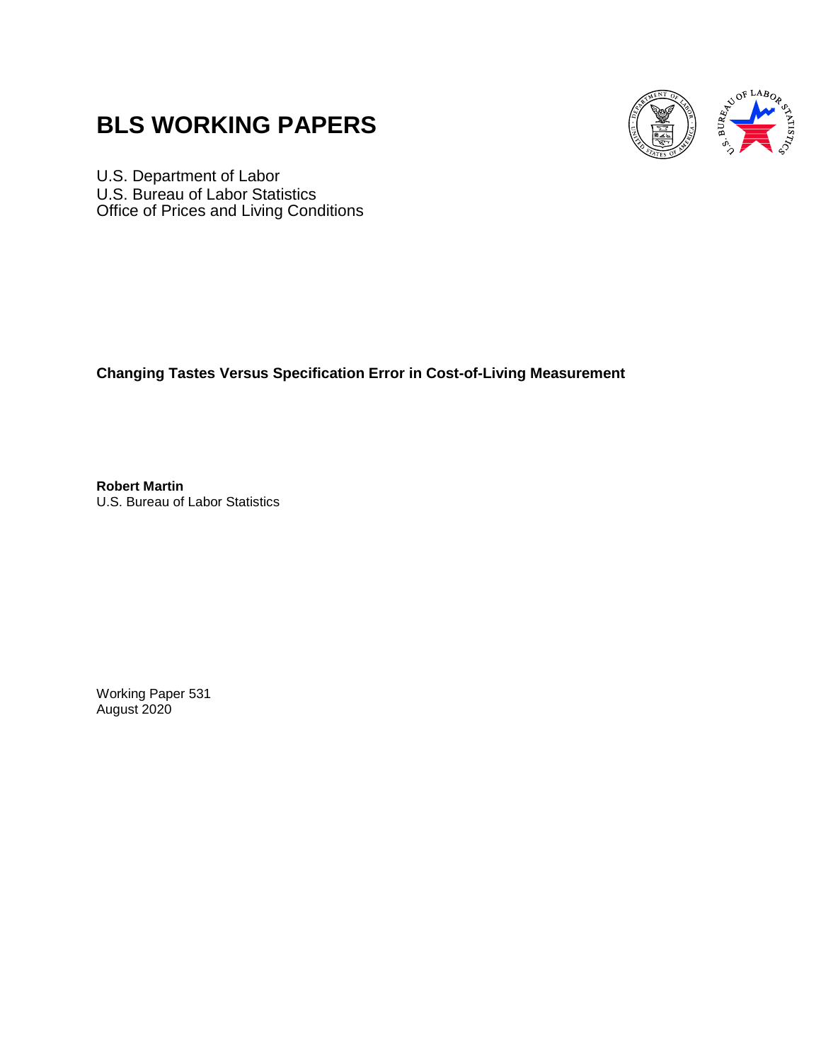# BLS WORKING PAPERS

U.S. Department of Labor
U.S. Bureau of Labor Statistics
Office of Prices and Living Conditions

**Changing Tastes Versus Specification Error in Cost-of-Living Measurement**

**Robert Martin**
U.S. Bureau of Labor Statistics

Working Paper 531
August 2020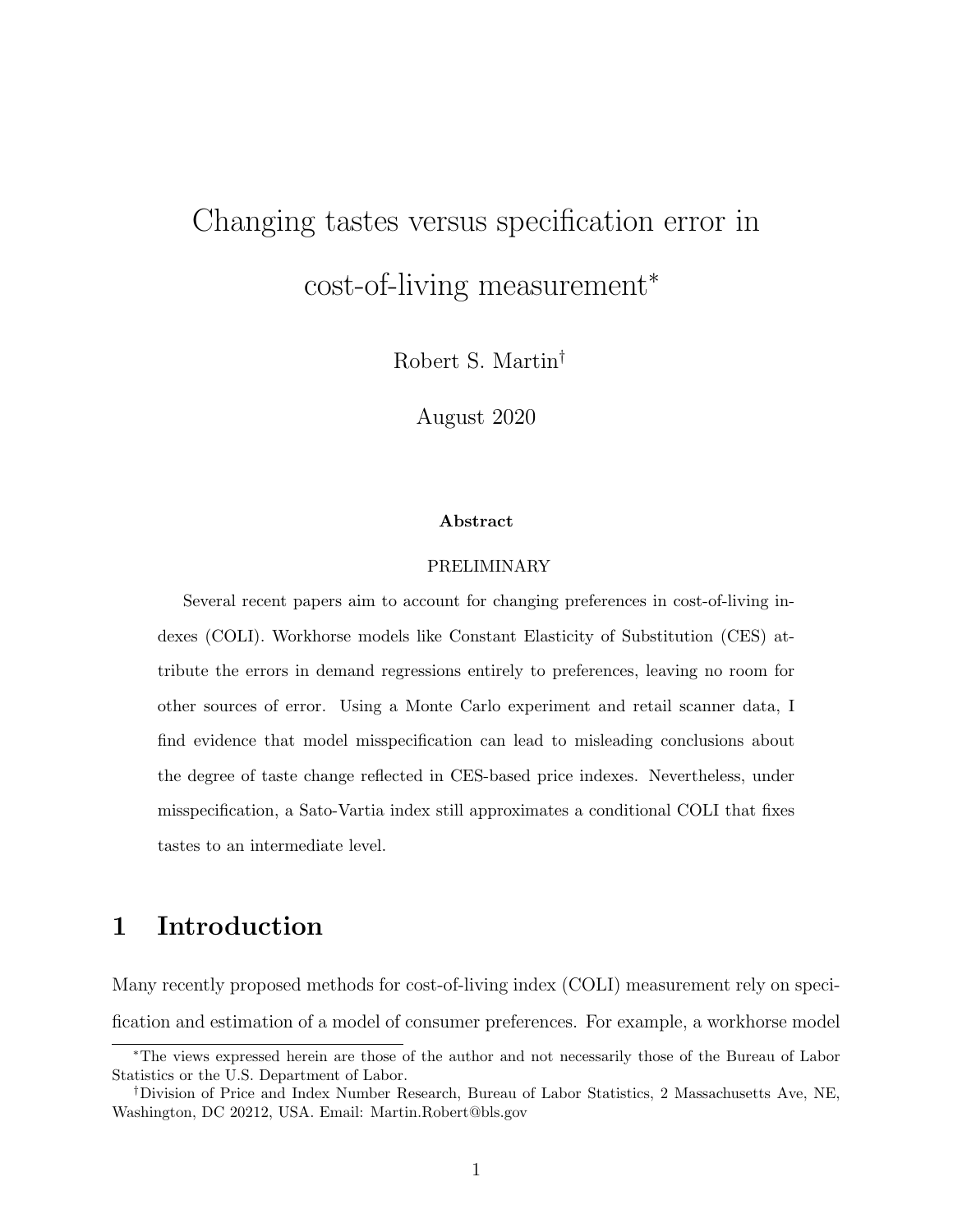# Changing tastes versus specification error in cost-of-living measurement*

Robert S. Martin†

August 2020

**Abstract**

PRELIMINARY

Several recent papers aim to account for changing preferences in cost-of-living indexes (COLI). Workhorse models like Constant Elasticity of Substitution (CES) attribute the errors in demand regressions entirely to preferences, leaving no room for other sources of error. Using a Monte Carlo experiment and retail scanner data, I find evidence that model misspecification can lead to misleading conclusions about the degree of taste change reflected in CES-based price indexes. Nevertheless, under misspecification, a Sato-Vartia index still approximates a conditional COLI that fixes tastes to an intermediate level.

## 1 Introduction

Many recently proposed methods for cost-of-living index (COLI) measurement rely on specification and estimation of a model of consumer preferences. For example, a workhorse model

*The views expressed herein are those of the author and not necessarily those of the Bureau of Labor Statistics or the U.S. Department of Labor.

†Division of Price and Index Number Research, Bureau of Labor Statistics, 2 Massachusetts Ave, NE, Washington, DC 20212, USA. Email: Martin.Robert@bls.gov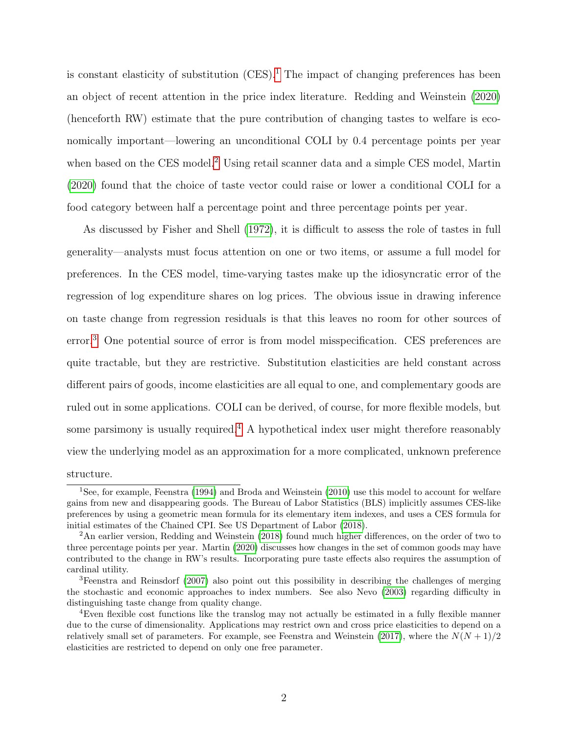is constant elasticity of substitution (CES).[1] The impact of changing preferences has been an object of recent attention in the price index literature. Redding and Weinstein (2020) (henceforth RW) estimate that the pure contribution of changing tastes to welfare is economically important—lowering an unconditional COLI by 0.4 percentage points per year when based on the CES model.[2] Using retail scanner data and a simple CES model, Martin (2020) found that the choice of taste vector could raise or lower a conditional COLI for a food category between half a percentage point and three percentage points per year.

As discussed by Fisher and Shell (1972), it is difficult to assess the role of tastes in full generality—analysts must focus attention on one or two items, or assume a full model for preferences. In the CES model, time-varying tastes make up the idiosyncratic error of the regression of log expenditure shares on log prices. The obvious issue in drawing inference on taste change from regression residuals is that this leaves no room for other sources of error.[3] One potential source of error is from model misspecification. CES preferences are quite tractable, but they are restrictive. Substitution elasticities are held constant across different pairs of goods, income elasticities are all equal to one, and complementary goods are ruled out in some applications. COLI can be derived, of course, for more flexible models, but some parsimony is usually required.[4] A hypothetical index user might therefore reasonably view the underlying model as an approximation for a more complicated, unknown preference structure.

[1] See, for example, Feenstra (1994) and Broda and Weinstein (2010) use this model to account for welfare gains from new and disappearing goods. The Bureau of Labor Statistics (BLS) implicitly assumes CES-like preferences by using a geometric mean formula for its elementary item indexes, and uses a CES formula for initial estimates of the Chained CPI. See US Department of Labor (2018).

[2] An earlier version, Redding and Weinstein (2018) found much higher differences, on the order of two to three percentage points per year. Martin (2020) discusses how changes in the set of common goods may have contributed to the change in RW's results. Incorporating pure taste effects also requires the assumption of cardinal utility.

[3] Feenstra and Reinsdorf (2007) also point out this possibility in describing the challenges of merging the stochastic and economic approaches to index numbers. See also Nevo (2003) regarding difficulty in distinguishing taste change from quality change.

[4] Even flexible cost functions like the translog may not actually be estimated in a fully flexible manner due to the curse of dimensionality. Applications may restrict own and cross price elasticities to depend on a relatively small set of parameters. For example, see Feenstra and Weinstein (2017), where the $N(N+1)/2$ elasticities are restricted to depend on only one free parameter.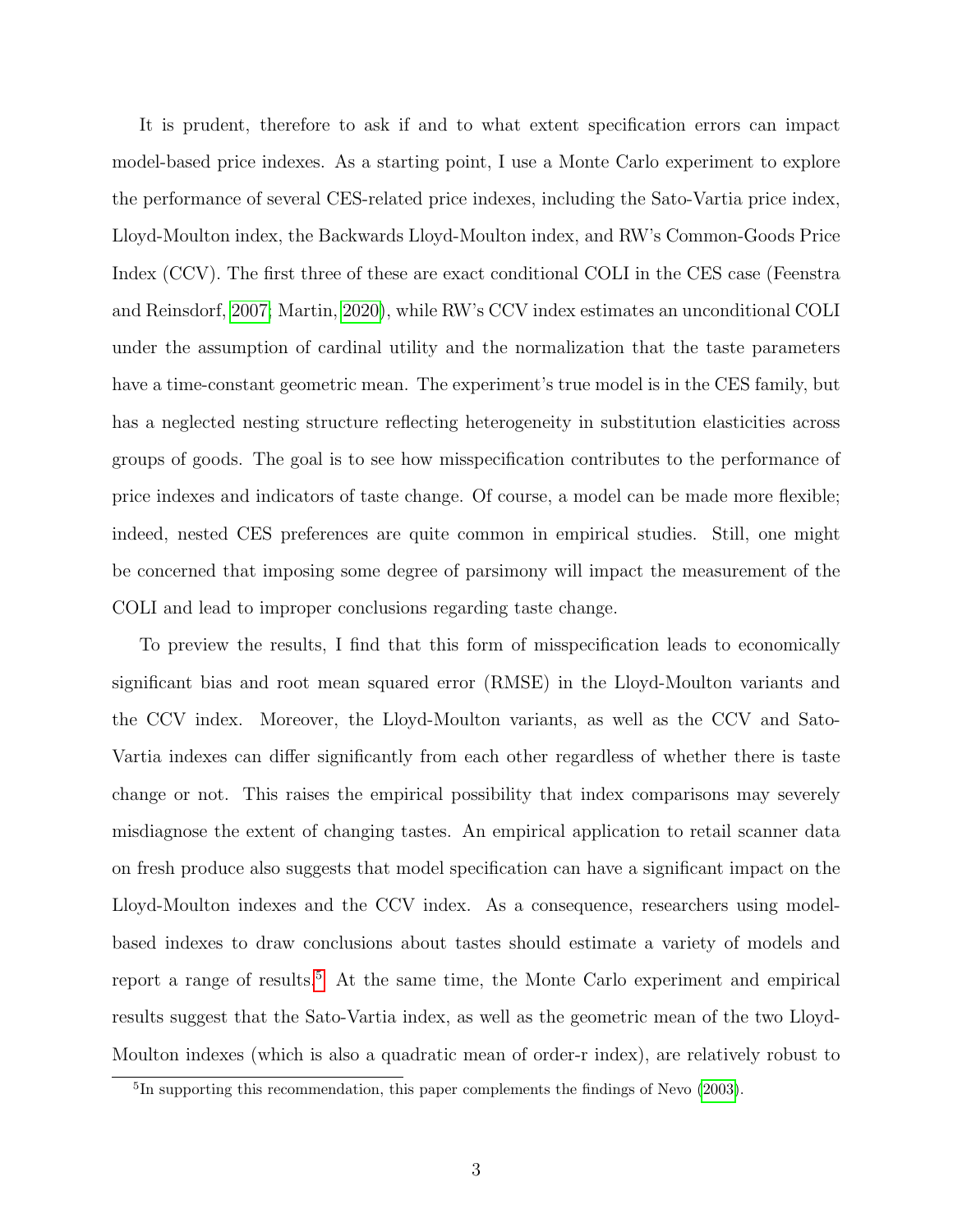It is prudent, therefore to ask if and to what extent specification errors can impact model-based price indexes. As a starting point, I use a Monte Carlo experiment to explore the performance of several CES-related price indexes, including the Sato-Vartia price index, Lloyd-Moulton index, the Backwards Lloyd-Moulton index, and RW's Common-Goods Price Index (CCV). The first three of these are exact conditional COLI in the CES case (Feenstra and Reinsdorf, 2007; Martin, 2020), while RW's CCV index estimates an unconditional COLI under the assumption of cardinal utility and the normalization that the taste parameters have a time-constant geometric mean. The experiment's true model is in the CES family, but has a neglected nesting structure reflecting heterogeneity in substitution elasticities across groups of goods. The goal is to see how misspecification contributes to the performance of price indexes and indicators of taste change. Of course, a model can be made more flexible; indeed, nested CES preferences are quite common in empirical studies. Still, one might be concerned that imposing some degree of parsimony will impact the measurement of the COLI and lead to improper conclusions regarding taste change.

To preview the results, I find that this form of misspecification leads to economically significant bias and root mean squared error (RMSE) in the Lloyd-Moulton variants and the CCV index. Moreover, the Lloyd-Moulton variants, as well as the CCV and Sato-Vartia indexes can differ significantly from each other regardless of whether there is taste change or not. This raises the empirical possibility that index comparisons may severely misdiagnose the extent of changing tastes. An empirical application to retail scanner data on fresh produce also suggests that model specification can have a significant impact on the Lloyd-Moulton indexes and the CCV index. As a consequence, researchers using model-based indexes to draw conclusions about tastes should estimate a variety of models and report a range of results.[5] At the same time, the Monte Carlo experiment and empirical results suggest that the Sato-Vartia index, as well as the geometric mean of the two Lloyd-Moulton indexes (which is also a quadratic mean of order-r index), are relatively robust to

[5] In supporting this recommendation, this paper complements the findings of Nevo (2003).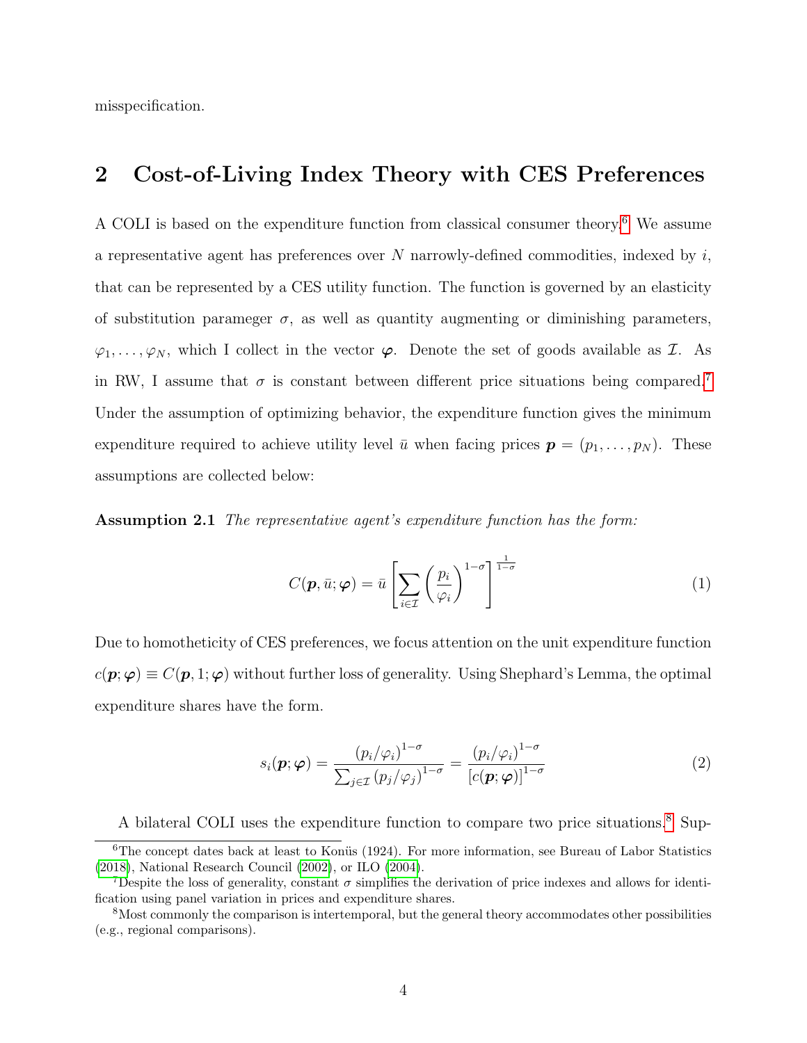misspecification.

## 2 Cost-of-Living Index Theory with CES Preferences

A COLI is based on the expenditure function from classical consumer theory.[6] We assume a representative agent has preferences over $N$ narrowly-defined commodities, indexed by $i$, that can be represented by a CES utility function. The function is governed by an elasticity of substitution paramenger $\sigma$, as well as quantity augmenting or diminishing parameters, $\varphi_1, \ldots, \varphi_N$, which I collect in the vector $\boldsymbol{\varphi}$. Denote the set of goods available as $\mathcal{I}$. As in RW, I assume that $\sigma$ is constant between different price situations being compared.[7] Under the assumption of optimizing behavior, the expenditure function gives the minimum expenditure required to achieve utility level $\bar{u}$ when facing prices $\boldsymbol{p} = (p_1, \ldots, p_N)$. These assumptions are collected below:

**Assumption 2.1** *The representative agent's expenditure function has the form:*

$$C(\boldsymbol{p}, \bar{u}; \boldsymbol{\varphi}) = \bar{u} \left[ \sum_{i \in \mathcal{I}} \left( \frac{p_i}{\varphi_i} \right)^{1-\sigma} \right]^{\frac{1}{1-\sigma}} \tag{1}$$

Due to homotheticity of CES preferences, we focus attention on the unit expenditure function $c(\boldsymbol{p}; \boldsymbol{\varphi}) \equiv C(\boldsymbol{p}, 1; \boldsymbol{\varphi})$ without further loss of generality. Using Shephard's Lemma, the optimal expenditure shares have the form.

$$s_i(\boldsymbol{p}; \boldsymbol{\varphi}) = \frac{(p_i/\varphi_i)^{1-\sigma}}{\sum_{j \in \mathcal{I}} (p_j/\varphi_j)^{1-\sigma}} = \frac{(p_i/\varphi_i)^{1-\sigma}}{[c(\boldsymbol{p}; \boldsymbol{\varphi})]^{1-\sigma}} \tag{2}$$

A bilateral COLI uses the expenditure function to compare two price situations.[8] Sup-

[6] The concept dates back at least to Konüs (1924). For more information, see Bureau of Labor Statistics (2018), National Research Council (2002), or ILO (2004).

[7] Despite the loss of generality, constant $\sigma$ simplifies the derivation of price indexes and allows for identification using panel variation in prices and expenditure shares.

[8] Most commonly the comparison is intertemporal, but the general theory accommodates other possibilities (e.g., regional comparisons).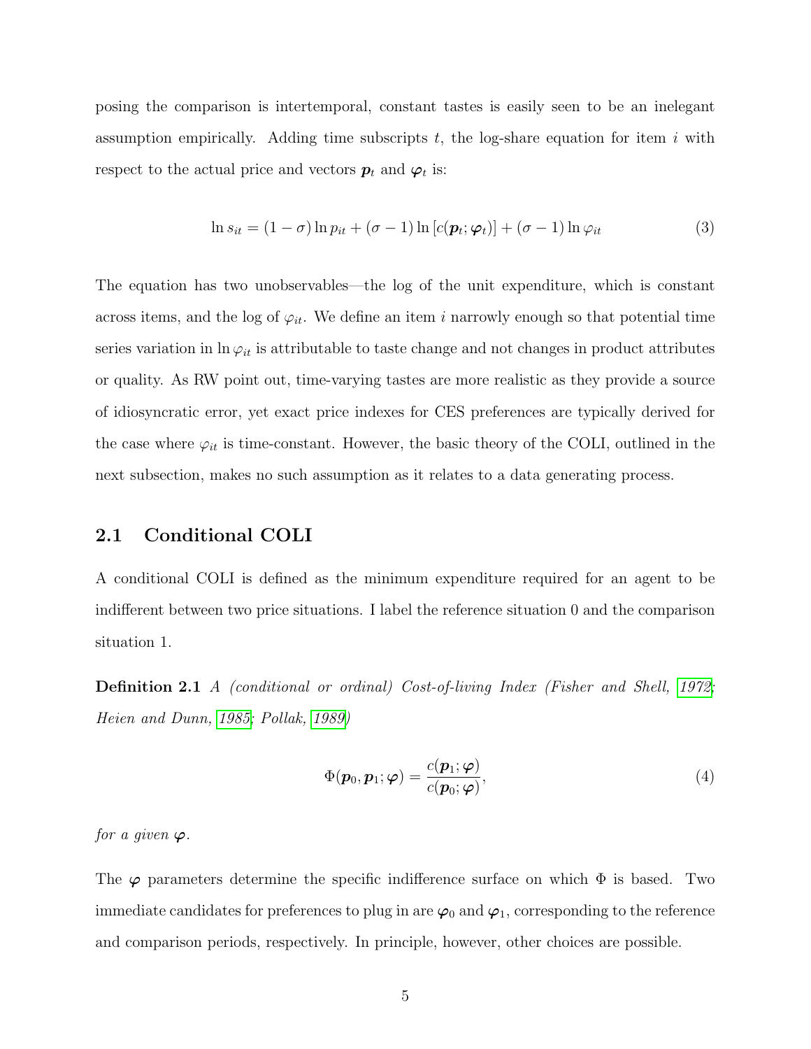posing the comparison is intertemporal, constant tastes is easily seen to be an inelegant assumption empirically. Adding time subscripts $t$, the log-share equation for item $i$ with respect to the actual price and vectors $\boldsymbol{p}_t$ and $\boldsymbol{\varphi}_t$ is:

$$\ln s_{it} = (1-\sigma)\ln p_{it} + (\sigma - 1)\ln\left[c(\boldsymbol{p}_t; \boldsymbol{\varphi}_t)\right] + (\sigma - 1)\ln \varphi_{it} \tag{3}$$

The equation has two unobservables—the log of the unit expenditure, which is constant across items, and the log of $\varphi_{it}$. We define an item $i$ narrowly enough so that potential time series variation in $\ln \varphi_{it}$ is attributable to taste change and not changes in product attributes or quality. As RW point out, time-varying tastes are more realistic as they provide a source of idiosyncratic error, yet exact price indexes for CES preferences are typically derived for the case where $\varphi_{it}$ is time-constant. However, the basic theory of the COLI, outlined in the next subsection, makes no such assumption as it relates to a data generating process.

## 2.1 Conditional COLI

A conditional COLI is defined as the minimum expenditure required for an agent to be indifferent between two price situations. I label the reference situation 0 and the comparison situation 1.

**Definition 2.1** *A (conditional or ordinal) Cost-of-living Index (Fisher and Shell, 1972; Heien and Dunn, 1985; Pollak, 1989)*

$$\Phi(\boldsymbol{p}_0, \boldsymbol{p}_1; \boldsymbol{\varphi}) = \frac{c(\boldsymbol{p}_1; \boldsymbol{\varphi})}{c(\boldsymbol{p}_0; \boldsymbol{\varphi})}, \tag{4}$$

*for a given $\boldsymbol{\varphi}$.*

The $\boldsymbol{\varphi}$ parameters determine the specific indifference surface on which $\Phi$ is based. Two immediate candidates for preferences to plug in are $\boldsymbol{\varphi}_0$ and $\boldsymbol{\varphi}_1$, corresponding to the reference and comparison periods, respectively. In principle, however, other choices are possible.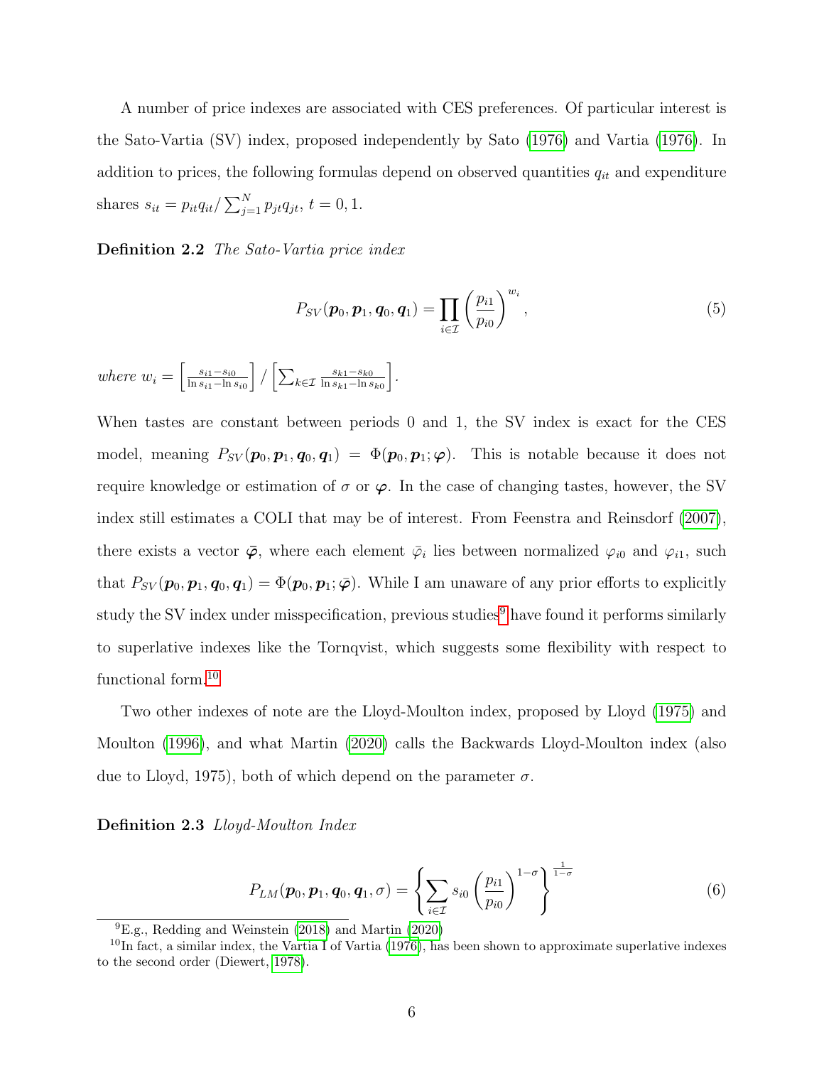A number of price indexes are associated with CES preferences. Of particular interest is the Sato-Vartia (SV) index, proposed independently by Sato (1976) and Vartia (1976). In addition to prices, the following formulas depend on observed quantities $q_{it}$ and expenditure shares $s_{it} = p_{it}q_{it}/\sum_{j=1}^{N} p_{jt}q_{jt}$, $t = 0, 1$.

**Definition 2.2** *The Sato-Vartia price index*

$$P_{SV}(\boldsymbol{p}_0, \boldsymbol{p}_1, \boldsymbol{q}_0, \boldsymbol{q}_1) = \prod_{i \in \mathcal{I}} \left( \frac{p_{i1}}{p_{i0}} \right)^{w_i}, \tag{5}$$

*where* $w_i = \left[ \frac{s_{i1} - s_{i0}}{\ln s_{i1} - \ln s_{i0}} \right] / \left[ \sum_{k \in \mathcal{I}} \frac{s_{k1} - s_{k0}}{\ln s_{k1} - \ln s_{k0}} \right]$.

When tastes are constant between periods 0 and 1, the SV index is exact for the CES model, meaning $P_{SV}(\boldsymbol{p}_0, \boldsymbol{p}_1, \boldsymbol{q}_0, \boldsymbol{q}_1) = \Phi(\boldsymbol{p}_0, \boldsymbol{p}_1; \boldsymbol{\varphi})$. This is notable because it does not require knowledge or estimation of $\sigma$ or $\boldsymbol{\varphi}$. In the case of changing tastes, however, the SV index still estimates a COLI that may be of interest. From Feenstra and Reinsdorf (2007), there exists a vector $\bar{\boldsymbol{\varphi}}$, where each element $\bar{\varphi}_i$ lies between normalized $\varphi_{i0}$ and $\varphi_{i1}$, such that $P_{SV}(\boldsymbol{p}_0, \boldsymbol{p}_1, \boldsymbol{q}_0, \boldsymbol{q}_1) = \Phi(\boldsymbol{p}_0, \boldsymbol{p}_1; \bar{\boldsymbol{\varphi}})$. While I am unaware of any prior efforts to explicitly study the SV index under misspecification, previous studies[9] have found it performs similarly to superlative indexes like the Tornqvist, which suggests some flexibility with respect to functional form.[10]

Two other indexes of note are the Lloyd-Moulton index, proposed by Lloyd (1975) and Moulton (1996), and what Martin (2020) calls the Backwards Lloyd-Moulton index (also due to Lloyd, 1975), both of which depend on the parameter $\sigma$.

**Definition 2.3** *Lloyd-Moulton Index*

$$P_{LM}(\boldsymbol{p}_0, \boldsymbol{p}_1, \boldsymbol{q}_0, \boldsymbol{q}_1, \sigma) = \left\{ \sum_{i \in \mathcal{I}} s_{i0} \left( \frac{p_{i1}}{p_{i0}} \right)^{1-\sigma} \right\}^{\frac{1}{1-\sigma}} \tag{6}$$

[9] E.g., Redding and Weinstein (2018) and Martin (2020)

[10] In fact, a similar index, the Vartia I of Vartia (1976), has been shown to approximate superlative indexes to the second order (Diewert, 1978).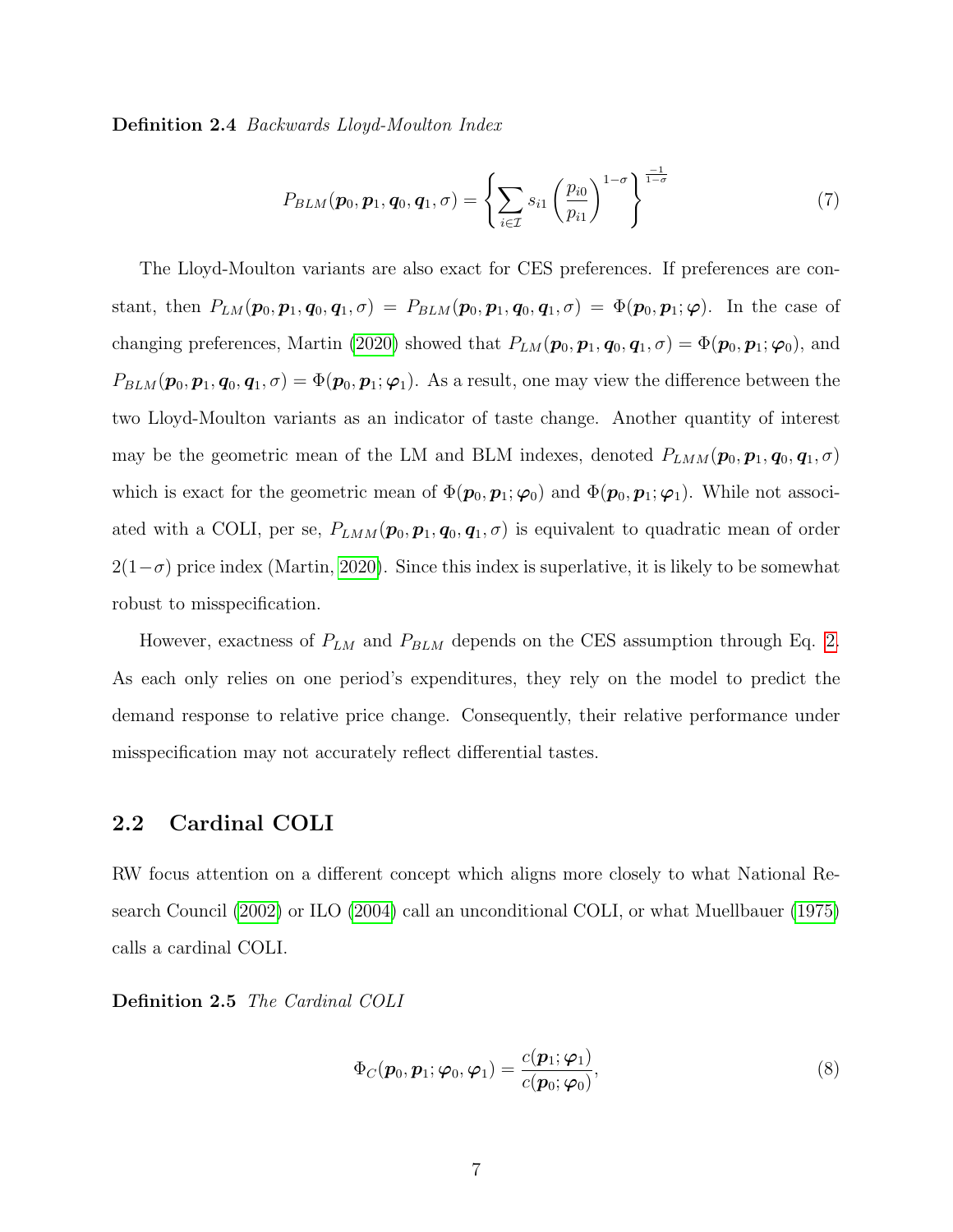**Definition 2.4** *Backwards Lloyd-Moulton Index*

$$P_{BLM}(\boldsymbol{p}_0, \boldsymbol{p}_1, \boldsymbol{q}_0, \boldsymbol{q}_1, \sigma) = \left\{ \sum_{i \in \mathcal{I}} s_{i1} \left( \frac{p_{i0}}{p_{i1}} \right)^{1-\sigma} \right\}^{\frac{-1}{1-\sigma}} \tag{7}$$

The Lloyd-Moulton variants are also exact for CES preferences. If preferences are constant, then $P_{LM}(\boldsymbol{p}_0, \boldsymbol{p}_1, \boldsymbol{q}_0, \boldsymbol{q}_1, \sigma) = P_{BLM}(\boldsymbol{p}_0, \boldsymbol{p}_1, \boldsymbol{q}_0, \boldsymbol{q}_1, \sigma) = \Phi(\boldsymbol{p}_0, \boldsymbol{p}_1; \boldsymbol{\varphi})$. In the case of changing preferences, Martin (2020) showed that $P_{LM}(\boldsymbol{p}_0, \boldsymbol{p}_1, \boldsymbol{q}_0, \boldsymbol{q}_1, \sigma) = \Phi(\boldsymbol{p}_0, \boldsymbol{p}_1; \boldsymbol{\varphi}_0)$, and $P_{BLM}(\boldsymbol{p}_0, \boldsymbol{p}_1, \boldsymbol{q}_0, \boldsymbol{q}_1, \sigma) = \Phi(\boldsymbol{p}_0, \boldsymbol{p}_1; \boldsymbol{\varphi}_1)$. As a result, one may view the difference between the two Lloyd-Moulton variants as an indicator of taste change. Another quantity of interest may be the geometric mean of the LM and BLM indexes, denoted $P_{LMM}(\boldsymbol{p}_0, \boldsymbol{p}_1, \boldsymbol{q}_0, \boldsymbol{q}_1, \sigma)$ which is exact for the geometric mean of $\Phi(\boldsymbol{p}_0, \boldsymbol{p}_1; \boldsymbol{\varphi}_0)$ and $\Phi(\boldsymbol{p}_0, \boldsymbol{p}_1; \boldsymbol{\varphi}_1)$. While not associated with a COLI, per se, $P_{LMM}(\boldsymbol{p}_0, \boldsymbol{p}_1, \boldsymbol{q}_0, \boldsymbol{q}_1, \sigma)$ is equivalent to quadratic mean of order $2(1-\sigma)$ price index (Martin, 2020). Since this index is superlative, it is likely to be somewhat robust to misspecification.

However, exactness of $P_{LM}$ and $P_{BLM}$ depends on the CES assumption through Eq. 2. As each only relies on one period's expenditures, they rely on the model to predict the demand response to relative price change. Consequently, their relative performance under misspecification may not accurately reflect differential tastes.

## 2.2 Cardinal COLI

RW focus attention on a different concept which aligns more closely to what National Research Council (2002) or ILO (2004) call an unconditional COLI, or what Muellbauer (1975) calls a cardinal COLI.

**Definition 2.5** *The Cardinal COLI*

$$\Phi_C(\boldsymbol{p}_0, \boldsymbol{p}_1; \boldsymbol{\varphi}_0, \boldsymbol{\varphi}_1) = \frac{c(\boldsymbol{p}_1; \boldsymbol{\varphi}_1)}{c(\boldsymbol{p}_0; \boldsymbol{\varphi}_0)}, \tag{8}$$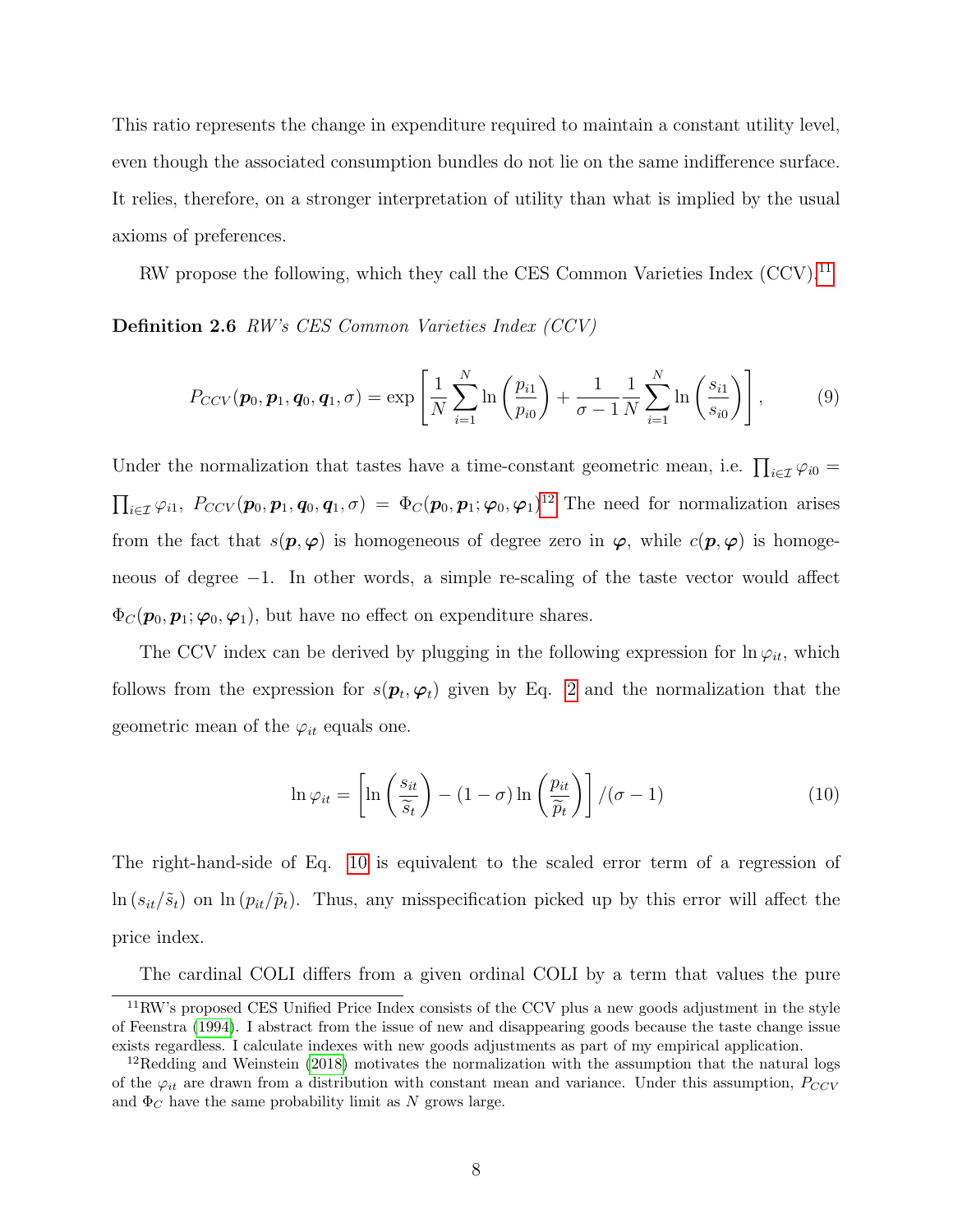This ratio represents the change in expenditure required to maintain a constant utility level, even though the associated consumption bundles do not lie on the same indifference surface. It relies, therefore, on a stronger interpretation of utility than what is implied by the usual axioms of preferences.

RW propose the following, which they call the CES Common Varieties Index (CCV).[11]

**Definition 2.6** *RW's CES Common Varieties Index (CCV)*

$$P_{CCV}(\boldsymbol{p}_0, \boldsymbol{p}_1, \boldsymbol{q}_0, \boldsymbol{q}_1, \sigma) = \exp\left[\frac{1}{N}\sum_{i=1}^{N} \ln\left(\frac{p_{i1}}{p_{i0}}\right) + \frac{1}{\sigma - 1}\frac{1}{N}\sum_{i=1}^{N} \ln\left(\frac{s_{i1}}{s_{i0}}\right)\right], \tag{9}$$

Under the normalization that tastes have a time-constant geometric mean, i.e. $\prod_{i\in\mathcal{I}} \varphi_{i0} = \prod_{i\in\mathcal{I}} \varphi_{i1}$, $P_{CCV}(\boldsymbol{p}_0, \boldsymbol{p}_1, \boldsymbol{q}_0, \boldsymbol{q}_1, \sigma) = \Phi_C(\boldsymbol{p}_0, \boldsymbol{p}_1; \boldsymbol{\varphi}_0, \boldsymbol{\varphi}_1)$.[12] The need for normalization arises from the fact that $s(\boldsymbol{p}, \boldsymbol{\varphi})$ is homogeneous of degree zero in $\boldsymbol{\varphi}$, while $c(\boldsymbol{p}, \boldsymbol{\varphi})$ is homogeneous of degree $-1$. In other words, a simple re-scaling of the taste vector would affect $\Phi_C(\boldsymbol{p}_0, \boldsymbol{p}_1; \boldsymbol{\varphi}_0, \boldsymbol{\varphi}_1)$, but have no effect on expenditure shares.

The CCV index can be derived by plugging in the following expression for $\ln \varphi_{it}$, which follows from the expression for $s(\boldsymbol{p}_t, \boldsymbol{\varphi}_t)$ given by Eq. 2 and the normalization that the geometric mean of the $\varphi_{it}$ equals one.

$$\ln \varphi_{it} = \left[\ln\left(\frac{s_{it}}{\widetilde{s}_t}\right) - (1 - \sigma)\ln\left(\frac{p_{it}}{\widetilde{p}_t}\right)\right] / (\sigma - 1) \tag{10}$$

The right-hand-side of Eq. 10 is equivalent to the scaled error term of a regression of $\ln(s_{it}/\tilde{s}_t)$ on $\ln(p_{it}/\tilde{p}_t)$. Thus, any misspecification picked up by this error will affect the price index.

The cardinal COLI differs from a given ordinal COLI by a term that values the pure

[11] RW's proposed CES Unified Price Index consists of the CCV plus a new goods adjustment in the style of Feenstra (1994). I abstract from the issue of new and disappearing goods because the taste change issue exists regardless. I calculate indexes with new goods adjustments as part of my empirical application.

[12] Redding and Weinstein (2018) motivates the normalization with the assumption that the natural logs of the $\varphi_{it}$ are drawn from a distribution with constant mean and variance. Under this assumption, $P_{CCV}$ and $\Phi_C$ have the same probability limit as $N$ grows large.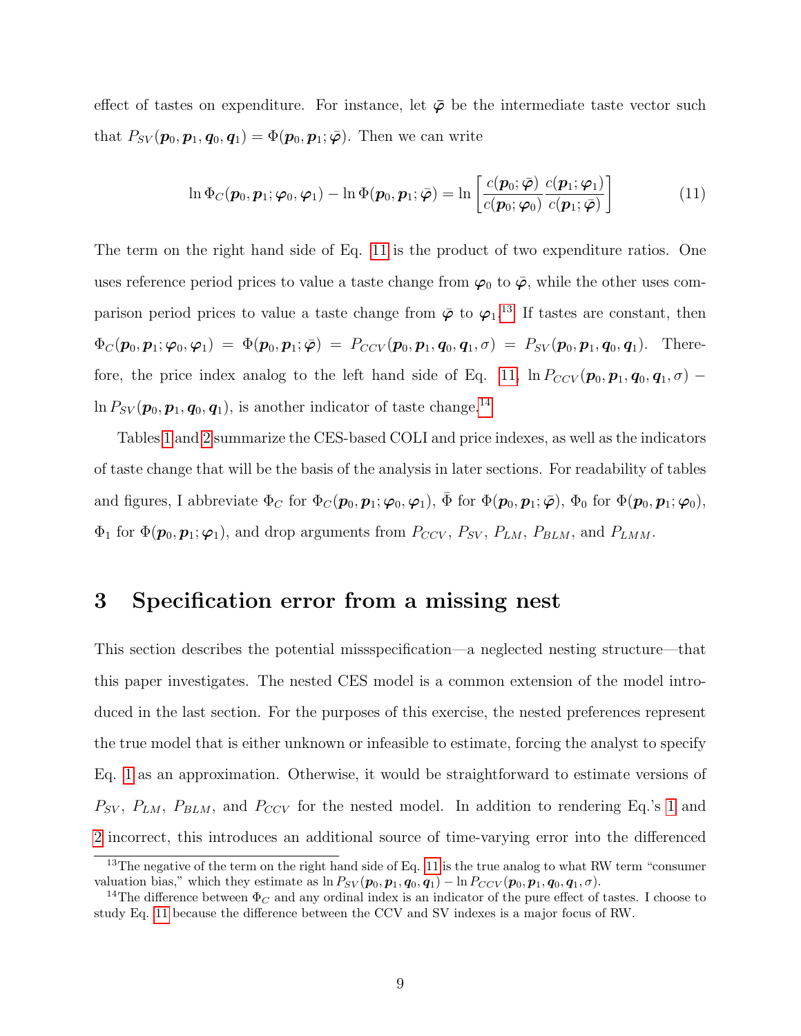effect of tastes on expenditure. For instance, let $\bar{\boldsymbol{\varphi}}$ be the intermediate taste vector such that $P_{SV}(\boldsymbol{p}_0, \boldsymbol{p}_1, \boldsymbol{q}_0, \boldsymbol{q}_1) = \Phi(\boldsymbol{p}_0, \boldsymbol{p}_1; \bar{\boldsymbol{\varphi}})$. Then we can write

$$\ln \Phi_C(\boldsymbol{p}_0, \boldsymbol{p}_1; \boldsymbol{\varphi}_0, \boldsymbol{\varphi}_1) - \ln \Phi(\boldsymbol{p}_0, \boldsymbol{p}_1; \bar{\boldsymbol{\varphi}}) = \ln \left[ \frac{c(\boldsymbol{p}_0; \bar{\boldsymbol{\varphi}})}{c(\boldsymbol{p}_0; \boldsymbol{\varphi}_0)} \frac{c(\boldsymbol{p}_1; \boldsymbol{\varphi}_1)}{c(\boldsymbol{p}_1; \bar{\boldsymbol{\varphi}})} \right] \tag{11}$$

The term on the right hand side of Eq. 11 is the product of two expenditure ratios. One uses reference period prices to value a taste change from $\boldsymbol{\varphi}_0$ to $\bar{\boldsymbol{\varphi}}$, while the other uses comparison period prices to value a taste change from $\bar{\boldsymbol{\varphi}}$ to $\boldsymbol{\varphi}_1$.[13] If tastes are constant, then $\Phi_C(\boldsymbol{p}_0, \boldsymbol{p}_1; \boldsymbol{\varphi}_0, \boldsymbol{\varphi}_1) = \Phi(\boldsymbol{p}_0, \boldsymbol{p}_1; \bar{\boldsymbol{\varphi}}) = P_{CCV}(\boldsymbol{p}_0, \boldsymbol{p}_1, \boldsymbol{q}_0, \boldsymbol{q}_1, \sigma) = P_{SV}(\boldsymbol{p}_0, \boldsymbol{p}_1, \boldsymbol{q}_0, \boldsymbol{q}_1)$. Therefore, the price index analog to the left hand side of Eq. 11, $\ln P_{CCV}(\boldsymbol{p}_0, \boldsymbol{p}_1, \boldsymbol{q}_0, \boldsymbol{q}_1, \sigma) - \ln P_{SV}(\boldsymbol{p}_0, \boldsymbol{p}_1, \boldsymbol{q}_0, \boldsymbol{q}_1)$, is another indicator of taste change.[14]

Tables 1 and 2 summarize the CES-based COLI and price indexes, as well as the indicators of taste change that will be the basis of the analysis in later sections. For readability of tables and figures, I abbreviate $\Phi_C$ for $\Phi_C(\boldsymbol{p}_0, \boldsymbol{p}_1; \boldsymbol{\varphi}_0, \boldsymbol{\varphi}_1)$, $\bar{\Phi}$ for $\Phi(\boldsymbol{p}_0, \boldsymbol{p}_1; \bar{\boldsymbol{\varphi}})$, $\Phi_0$ for $\Phi(\boldsymbol{p}_0, \boldsymbol{p}_1; \boldsymbol{\varphi}_0)$, $\Phi_1$ for $\Phi(\boldsymbol{p}_0, \boldsymbol{p}_1; \boldsymbol{\varphi}_1)$, and drop arguments from $P_{CCV}$, $P_{SV}$, $P_{LM}$, $P_{BLM}$, and $P_{LMM}$.

## 3 Specification error from a missing nest

This section describes the potential missspecification—a neglected nesting structure—that this paper investigates. The nested CES model is a common extension of the model introduced in the last section. For the purposes of this exercise, the nested preferences represent the true model that is either unknown or infeasible to estimate, forcing the analyst to specify Eq. 1 as an approximation. Otherwise, it would be straightforward to estimate versions of $P_{SV}$, $P_{LM}$, $P_{BLM}$, and $P_{CCV}$ for the nested model. In addition to rendering Eq.'s 1 and 2 incorrect, this introduces an additional source of time-varying error into the differenced

[13] The negative of the term on the right hand side of Eq. 11 is the true analog to what RW term "consumer valuation bias," which they estimate as $\ln P_{SV}(\boldsymbol{p}_0, \boldsymbol{p}_1, \boldsymbol{q}_0, \boldsymbol{q}_1) - \ln P_{CCV}(\boldsymbol{p}_0, \boldsymbol{p}_1, \boldsymbol{q}_0, \boldsymbol{q}_1, \sigma)$.

[14] The difference between $\Phi_C$ and any ordinal index is an indicator of the pure effect of tastes. I choose to study Eq. 11 because the difference between the CCV and SV indexes is a major focus of RW.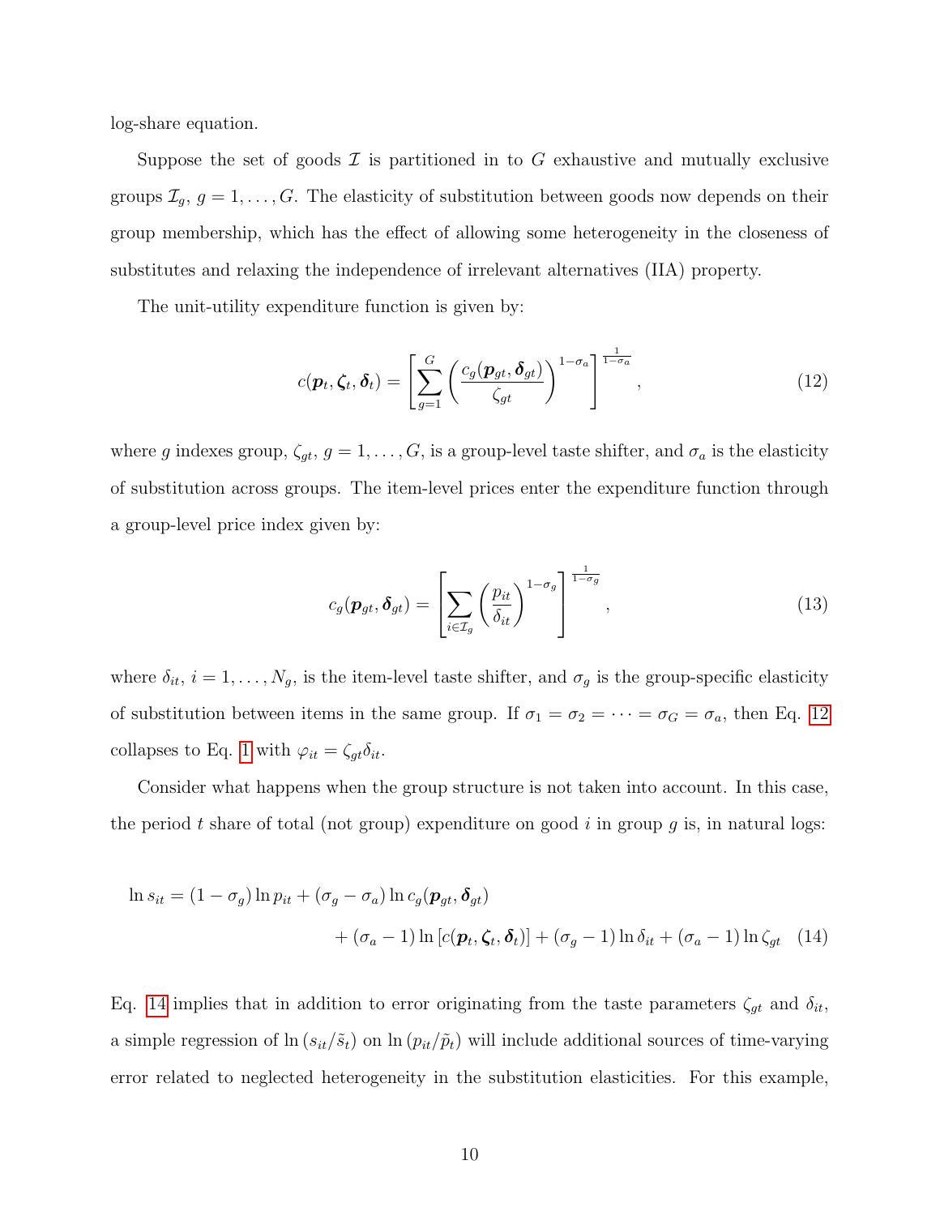log-share equation.

Suppose the set of goods $\mathcal{I}$ is partitioned in to $G$ exhaustive and mutually exclusive groups $\mathcal{I}_g$, $g = 1, \ldots, G$. The elasticity of substitution between goods now depends on their group membership, which has the effect of allowing some heterogeneity in the closeness of substitutes and relaxing the independence of irrelevant alternatives (IIA) property.

The unit-utility expenditure function is given by:

$$c(\boldsymbol{p}_t, \boldsymbol{\zeta}_t, \boldsymbol{\delta}_t) = \left[ \sum_{g=1}^{G} \left( \frac{c_g(\boldsymbol{p}_{gt}, \boldsymbol{\delta}_{gt})}{\zeta_{gt}} \right)^{1-\sigma_a} \right]^{\frac{1}{1-\sigma_a}}, \tag{12}$$

where $g$ indexes group, $\zeta_{gt}$, $g = 1, \ldots, G$, is a group-level taste shifter, and $\sigma_a$ is the elasticity of substitution across groups. The item-level prices enter the expenditure function through a group-level price index given by:

$$c_g(\boldsymbol{p}_{gt}, \boldsymbol{\delta}_{gt}) = \left[ \sum_{i \in \mathcal{I}_g} \left( \frac{p_{it}}{\delta_{it}} \right)^{1-\sigma_g} \right]^{\frac{1}{1-\sigma_g}}, \tag{13}$$

where $\delta_{it}$, $i = 1, \ldots, N_g$, is the item-level taste shifter, and $\sigma_g$ is the group-specific elasticity of substitution between items in the same group. If $\sigma_1 = \sigma_2 = \cdots = \sigma_G = \sigma_a$, then Eq. 12 collapses to Eq. 1 with $\varphi_{it} = \zeta_{gt}\delta_{it}$.

Consider what happens when the group structure is not taken into account. In this case, the period $t$ share of total (not group) expenditure on good $i$ in group $g$ is, in natural logs:

$$\begin{aligned} \ln s_{it} = (1 - \sigma_g) \ln p_{it} + (\sigma_g - \sigma_a) \ln c_g(\boldsymbol{p}_{gt}, \boldsymbol{\delta}_{gt}) \\ + (\sigma_a - 1) \ln \left[ c(\boldsymbol{p}_t, \boldsymbol{\zeta}_t, \boldsymbol{\delta}_t) \right] + (\sigma_g - 1) \ln \delta_{it} + (\sigma_a - 1) \ln \zeta_{gt} \end{aligned} \tag{14}$$

Eq. 14 implies that in addition to error originating from the taste parameters $\zeta_{gt}$ and $\delta_{it}$, a simple regression of $\ln(s_{it}/\tilde{s}_t)$ on $\ln(p_{it}/\tilde{p}_t)$ will include additional sources of time-varying error related to neglected heterogeneity in the substitution elasticities. For this example,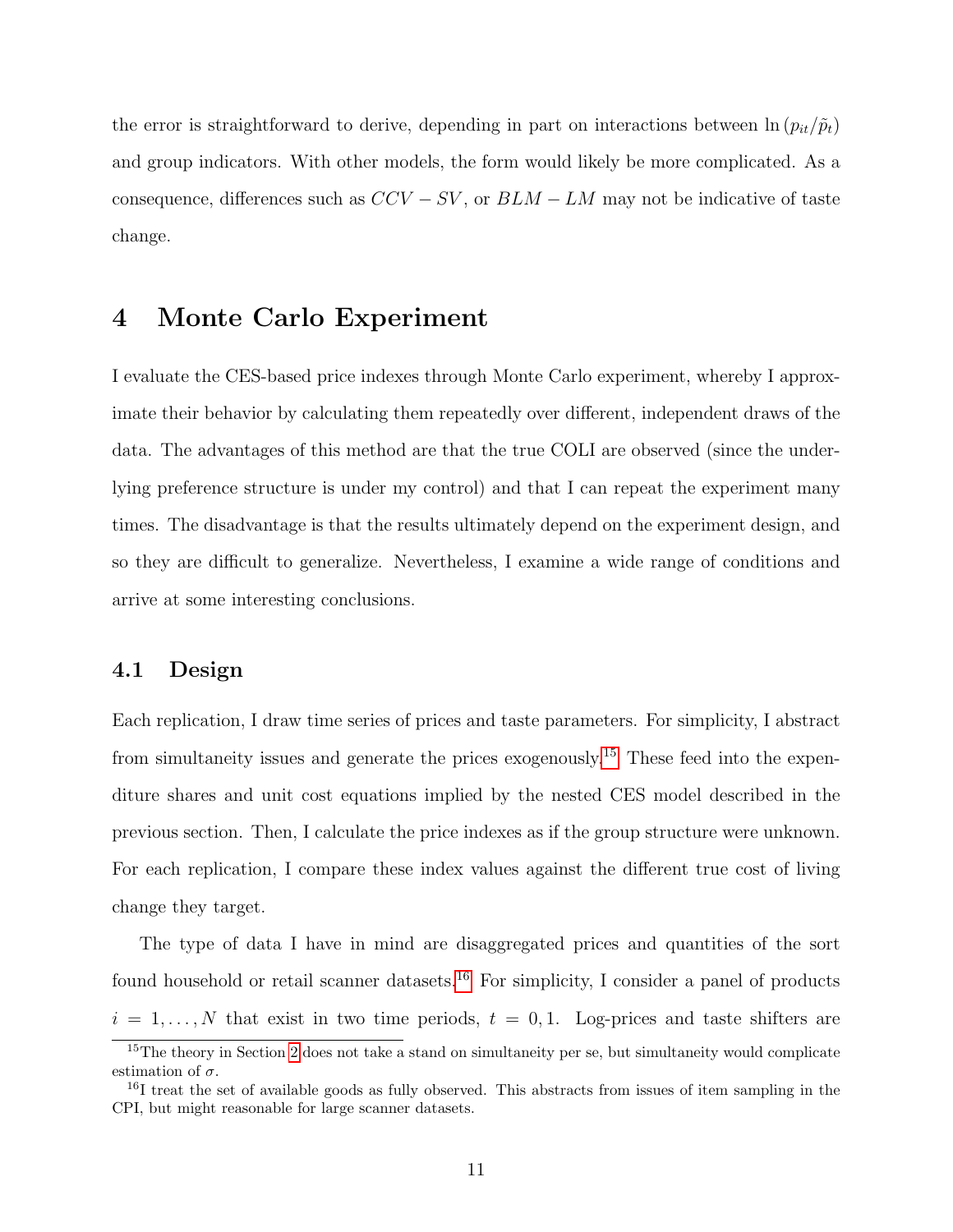the error is straightforward to derive, depending in part on interactions between $\ln(p_{it}/\tilde{p}_t)$ and group indicators. With other models, the form would likely be more complicated. As a consequence, differences such as $CCV - SV$, or $BLM - LM$ may not be indicative of taste change.

# 4 Monte Carlo Experiment

I evaluate the CES-based price indexes through Monte Carlo experiment, whereby I approximate their behavior by calculating them repeatedly over different, independent draws of the data. The advantages of this method are that the true COLI are observed (since the underlying preference structure is under my control) and that I can repeat the experiment many times. The disadvantage is that the results ultimately depend on the experiment design, and so they are difficult to generalize. Nevertheless, I examine a wide range of conditions and arrive at some interesting conclusions.

## 4.1 Design

Each replication, I draw time series of prices and taste parameters. For simplicity, I abstract from simultaneity issues and generate the prices exogenously.[15] These feed into the expenditure shares and unit cost equations implied by the nested CES model described in the previous section. Then, I calculate the price indexes as if the group structure were unknown. For each replication, I compare these index values against the different true cost of living change they target.

The type of data I have in mind are disaggregated prices and quantities of the sort found household or retail scanner datasets.[16] For simplicity, I consider a panel of products $i = 1, \ldots, N$ that exist in two time periods, $t = 0, 1$. Log-prices and taste shifters are

[15] The theory in Section 2 does not take a stand on simultaneity per se, but simultaneity would complicate estimation of $\sigma$.

[16] I treat the set of available goods as fully observed. This abstracts from issues of item sampling in the CPI, but might reasonable for large scanner datasets.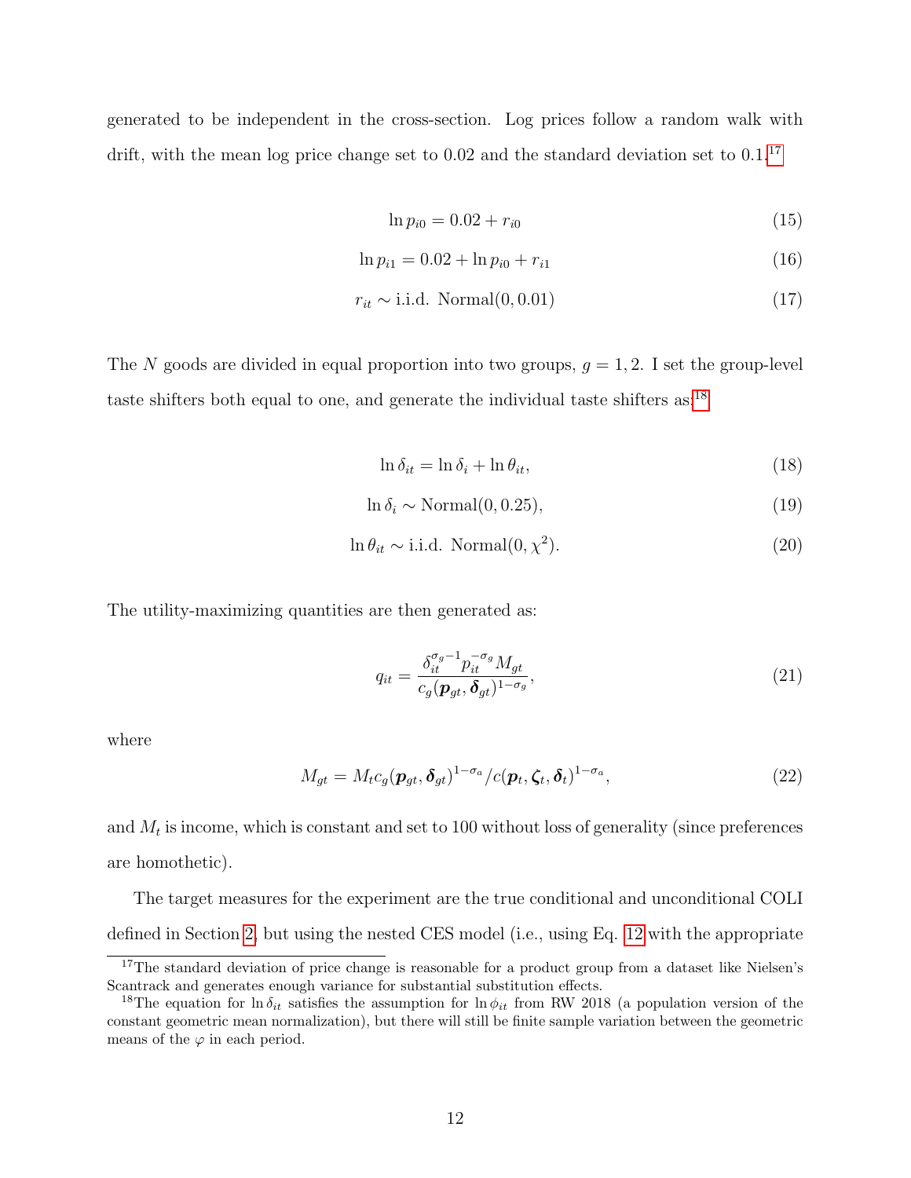generated to be independent in the cross-section. Log prices follow a random walk with drift, with the mean log price change set to 0.02 and the standard deviation set to 0.1.[17]

$$\ln p_{i0} = 0.02 + r_{i0} \tag{15}$$

$$\ln p_{i1} = 0.02 + \ln p_{i0} + r_{i1} \tag{16}$$

$$r_{it} \sim \text{i.i.d. Normal}(0, 0.01) \tag{17}$$

The $N$ goods are divided in equal proportion into two groups, $g = 1, 2$. I set the group-level taste shifters both equal to one, and generate the individual taste shifters as:[18]

$$\ln \delta_{it} = \ln \delta_i + \ln \theta_{it}, \tag{18}$$

$$\ln \delta_i \sim \text{Normal}(0, 0.25), \tag{19}$$

$$\ln \theta_{it} \sim \text{i.i.d. Normal}(0, \chi^2). \tag{20}$$

The utility-maximizing quantities are then generated as:

$$q_{it} = \frac{\delta_{it}^{\sigma_g - 1} p_{it}^{-\sigma_g} M_{gt}}{c_g(\boldsymbol{p}_{gt}, \boldsymbol{\delta}_{gt})^{1-\sigma_g}}, \tag{21}$$

where

$$M_{gt} = M_t c_g(\boldsymbol{p}_{gt}, \boldsymbol{\delta}_{gt})^{1-\sigma_a} / c(\boldsymbol{p}_t, \boldsymbol{\zeta}_t, \boldsymbol{\delta}_t)^{1-\sigma_a}, \tag{22}$$

and $M_t$ is income, which is constant and set to 100 without loss of generality (since preferences are homothetic).

The target measures for the experiment are the true conditional and unconditional COLI defined in Section 2, but using the nested CES model (i.e., using Eq. 12 with the appropriate

[17] The standard deviation of price change is reasonable for a product group from a dataset like Nielsen's Scantrack and generates enough variance for substantial substitution effects.

[18] The equation for $\ln \delta_{it}$ satisfies the assumption for $\ln \phi_{it}$ from RW 2018 (a population version of the constant geometric mean normalization), but there will still be finite sample variation between the geometric means of the $\varphi$ in each period.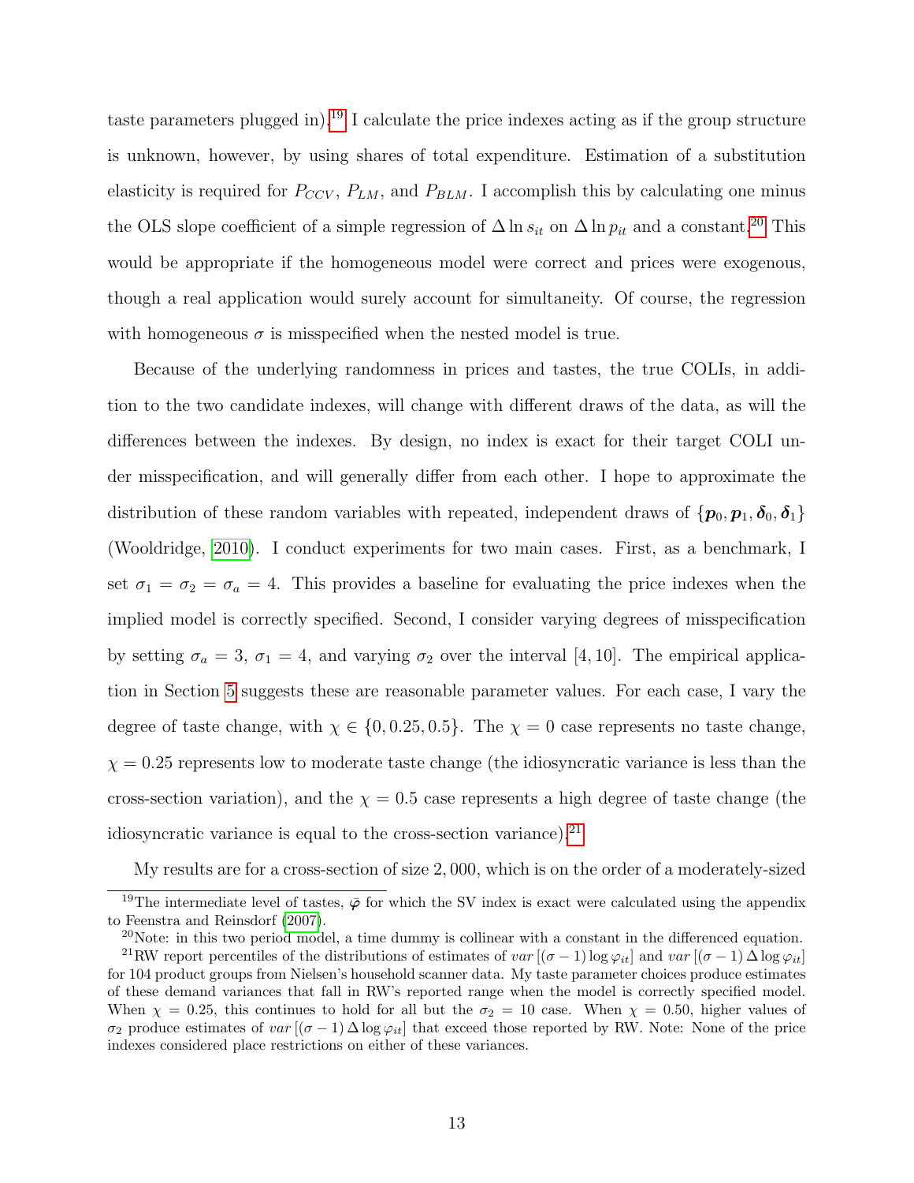taste parameters plugged in).[19] I calculate the price indexes acting as if the group structure is unknown, however, by using shares of total expenditure. Estimation of a substitution elasticity is required for $P_{CCV}$, $P_{LM}$, and $P_{BLM}$. I accomplish this by calculating one minus the OLS slope coefficient of a simple regression of $\Delta \ln s_{it}$ on $\Delta \ln p_{it}$ and a constant.[20] This would be appropriate if the homogeneous model were correct and prices were exogenous, though a real application would surely account for simultaneity. Of course, the regression with homogeneous $\sigma$ is misspecified when the nested model is true.

Because of the underlying randomness in prices and tastes, the true COLIs, in addition to the two candidate indexes, will change with different draws of the data, as will the differences between the indexes. By design, no index is exact for their target COLI under misspecification, and will generally differ from each other. I hope to approximate the distribution of these random variables with repeated, independent draws of $\{\boldsymbol{p}_0, \boldsymbol{p}_1, \boldsymbol{\delta}_0, \boldsymbol{\delta}_1\}$ (Wooldridge, 2010). I conduct experiments for two main cases. First, as a benchmark, I set $\sigma_1 = \sigma_2 = \sigma_a = 4$. This provides a baseline for evaluating the price indexes when the implied model is correctly specified. Second, I consider varying degrees of misspecification by setting $\sigma_a = 3$, $\sigma_1 = 4$, and varying $\sigma_2$ over the interval $[4, 10]$. The empirical application in Section 5 suggests these are reasonable parameter values. For each case, I vary the degree of taste change, with $\chi \in \{0, 0.25, 0.5\}$. The $\chi = 0$ case represents no taste change, $\chi = 0.25$ represents low to moderate taste change (the idiosyncratic variance is less than the cross-section variation), and the $\chi = 0.5$ case represents a high degree of taste change (the idiosyncratic variance is equal to the cross-section variance).[21]

My results are for a cross-section of size 2,000, which is on the order of a moderately-sized

[19] The intermediate level of tastes, $\bar{\boldsymbol{\varphi}}$ for which the SV index is exact were calculated using the appendix to Feenstra and Reinsdorf (2007).

[20] Note: in this two period model, a time dummy is collinear with a constant in the differenced equation.

[21] RW report percentiles of the distributions of estimates of $var\left[(\sigma - 1)\log \varphi_{it}\right]$ and $var\left[(\sigma - 1)\Delta \log \varphi_{it}\right]$ for 104 product groups from Nielsen's household scanner data. My taste parameter choices produce estimates of these demand variances that fall in RW's reported range when the model is correctly specified model. When $\chi = 0.25$, this continues to hold for all but the $\sigma_2 = 10$ case. When $\chi = 0.50$, higher values of $\sigma_2$ produce estimates of $var\left[(\sigma - 1)\Delta \log \varphi_{it}\right]$ that exceed those reported by RW. Note: None of the price indexes considered place restrictions on either of these variances.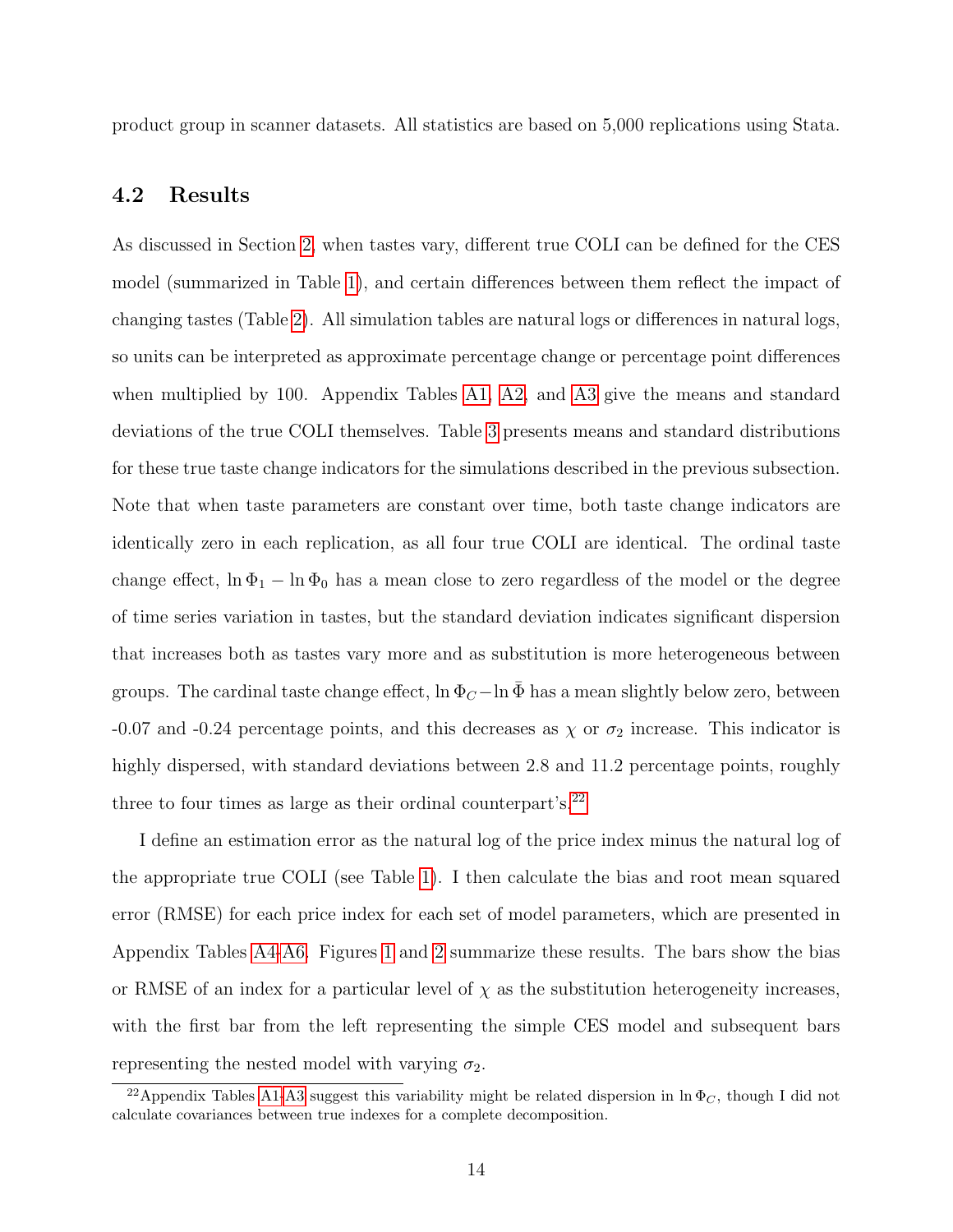product group in scanner datasets. All statistics are based on 5,000 replications using Stata.

### 4.2 Results

As discussed in Section 2, when tastes vary, different true COLI can be defined for the CES model (summarized in Table 1), and certain differences between them reflect the impact of changing tastes (Table 2). All simulation tables are natural logs or differences in natural logs, so units can be interpreted as approximate percentage change or percentage point differences when multiplied by 100. Appendix Tables A1, A2, and A3 give the means and standard deviations of the true COLI themselves. Table 3 presents means and standard distributions for these true taste change indicators for the simulations described in the previous subsection. Note that when taste parameters are constant over time, both taste change indicators are identically zero in each replication, as all four true COLI are identical. The ordinal taste change effect, $\ln \Phi_1 - \ln \Phi_0$ has a mean close to zero regardless of the model or the degree of time series variation in tastes, but the standard deviation indicates significant dispersion that increases both as tastes vary more and as substitution is more heterogeneous between groups. The cardinal taste change effect, $\ln \Phi_C - \ln \bar{\Phi}$ has a mean slightly below zero, between -0.07 and -0.24 percentage points, and this decreases as $\chi$ or $\sigma_2$ increase. This indicator is highly dispersed, with standard deviations between 2.8 and 11.2 percentage points, roughly three to four times as large as their ordinal counterpart's.[22]

I define an estimation error as the natural log of the price index minus the natural log of the appropriate true COLI (see Table 1). I then calculate the bias and root mean squared error (RMSE) for each price index for each set of model parameters, which are presented in Appendix Tables A4-A6. Figures 1 and 2 summarize these results. The bars show the bias or RMSE of an index for a particular level of $\chi$ as the substitution heterogeneity increases, with the first bar from the left representing the simple CES model and subsequent bars representing the nested model with varying $\sigma_2$.

[22] Appendix Tables A1-A3 suggest this variability might be related dispersion in $\ln \Phi_C$, though I did not calculate covariances between true indexes for a complete decomposition.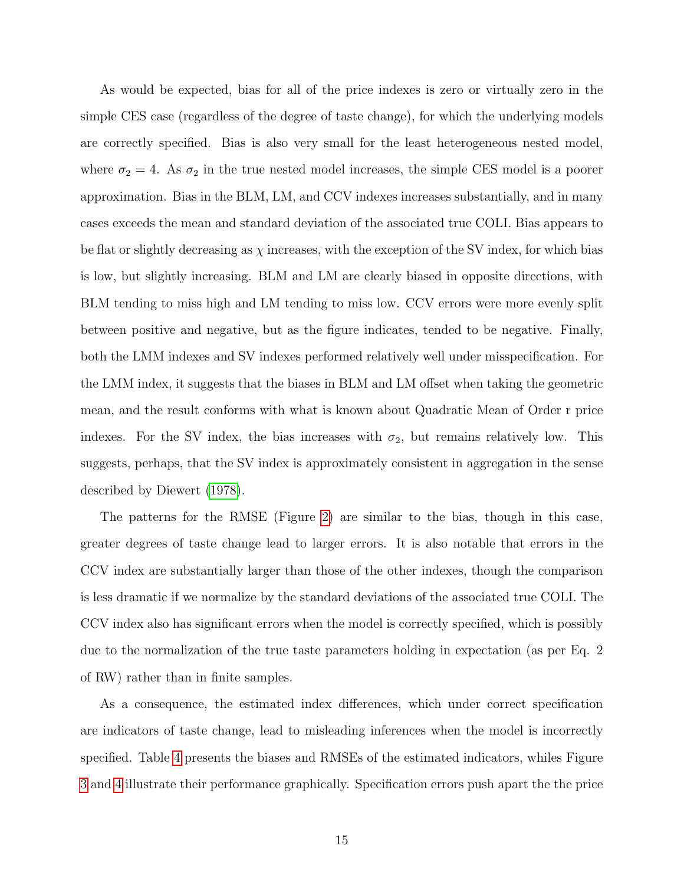As would be expected, bias for all of the price indexes is zero or virtually zero in the simple CES case (regardless of the degree of taste change), for which the underlying models are correctly specified. Bias is also very small for the least heterogeneous nested model, where $\sigma_2 = 4$. As $\sigma_2$ in the true nested model increases, the simple CES model is a poorer approximation. Bias in the BLM, LM, and CCV indexes increases substantially, and in many cases exceeds the mean and standard deviation of the associated true COLI. Bias appears to be flat or slightly decreasing as $\chi$ increases, with the exception of the SV index, for which bias is low, but slightly increasing. BLM and LM are clearly biased in opposite directions, with BLM tending to miss high and LM tending to miss low. CCV errors were more evenly split between positive and negative, but as the figure indicates, tended to be negative. Finally, both the LMM indexes and SV indexes performed relatively well under misspecification. For the LMM index, it suggests that the biases in BLM and LM offset when taking the geometric mean, and the result conforms with what is known about Quadratic Mean of Order r price indexes. For the SV index, the bias increases with $\sigma_2$, but remains relatively low. This suggests, perhaps, that the SV index is approximately consistent in aggregation in the sense described by Diewert (1978).

The patterns for the RMSE (Figure 2) are similar to the bias, though in this case, greater degrees of taste change lead to larger errors. It is also notable that errors in the CCV index are substantially larger than those of the other indexes, though the comparison is less dramatic if we normalize by the standard deviations of the associated true COLI. The CCV index also has significant errors when the model is correctly specified, which is possibly due to the normalization of the true taste parameters holding in expectation (as per Eq. 2 of RW) rather than in finite samples.

As a consequence, the estimated index differences, which under correct specification are indicators of taste change, lead to misleading inferences when the model is incorrectly specified. Table 4 presents the biases and RMSEs of the estimated indicators, whiles Figure 3 and 4 illustrate their performance graphically. Specification errors push apart the the price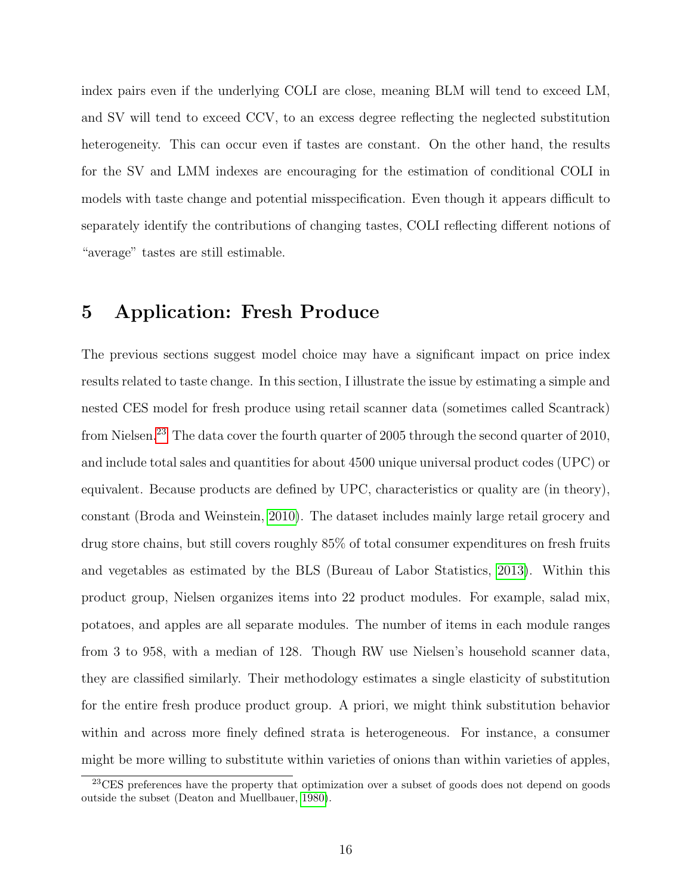index pairs even if the underlying COLI are close, meaning BLM will tend to exceed LM, and SV will tend to exceed CCV, to an excess degree reflecting the neglected substitution heterogeneity. This can occur even if tastes are constant. On the other hand, the results for the SV and LMM indexes are encouraging for the estimation of conditional COLI in models with taste change and potential misspecification. Even though it appears difficult to separately identify the contributions of changing tastes, COLI reflecting different notions of "average" tastes are still estimable.

# 5 Application: Fresh Produce

The previous sections suggest model choice may have a significant impact on price index results related to taste change. In this section, I illustrate the issue by estimating a simple and nested CES model for fresh produce using retail scanner data (sometimes called Scantrack) from Nielsen.[23] The data cover the fourth quarter of 2005 through the second quarter of 2010, and include total sales and quantities for about 4500 unique universal product codes (UPC) or equivalent. Because products are defined by UPC, characteristics or quality are (in theory), constant (Broda and Weinstein, 2010). The dataset includes mainly large retail grocery and drug store chains, but still covers roughly 85% of total consumer expenditures on fresh fruits and vegetables as estimated by the BLS (Bureau of Labor Statistics, 2013). Within this product group, Nielsen organizes items into 22 product modules. For example, salad mix, potatoes, and apples are all separate modules. The number of items in each module ranges from 3 to 958, with a median of 128. Though RW use Nielsen's household scanner data, they are classified similarly. Their methodology estimates a single elasticity of substitution for the entire fresh produce product group. A priori, we might think substitution behavior within and across more finely defined strata is heterogeneous. For instance, a consumer might be more willing to substitute within varieties of onions than within varieties of apples,

[23] CES preferences have the property that optimization over a subset of goods does not depend on goods outside the subset (Deaton and Muellbauer, 1980).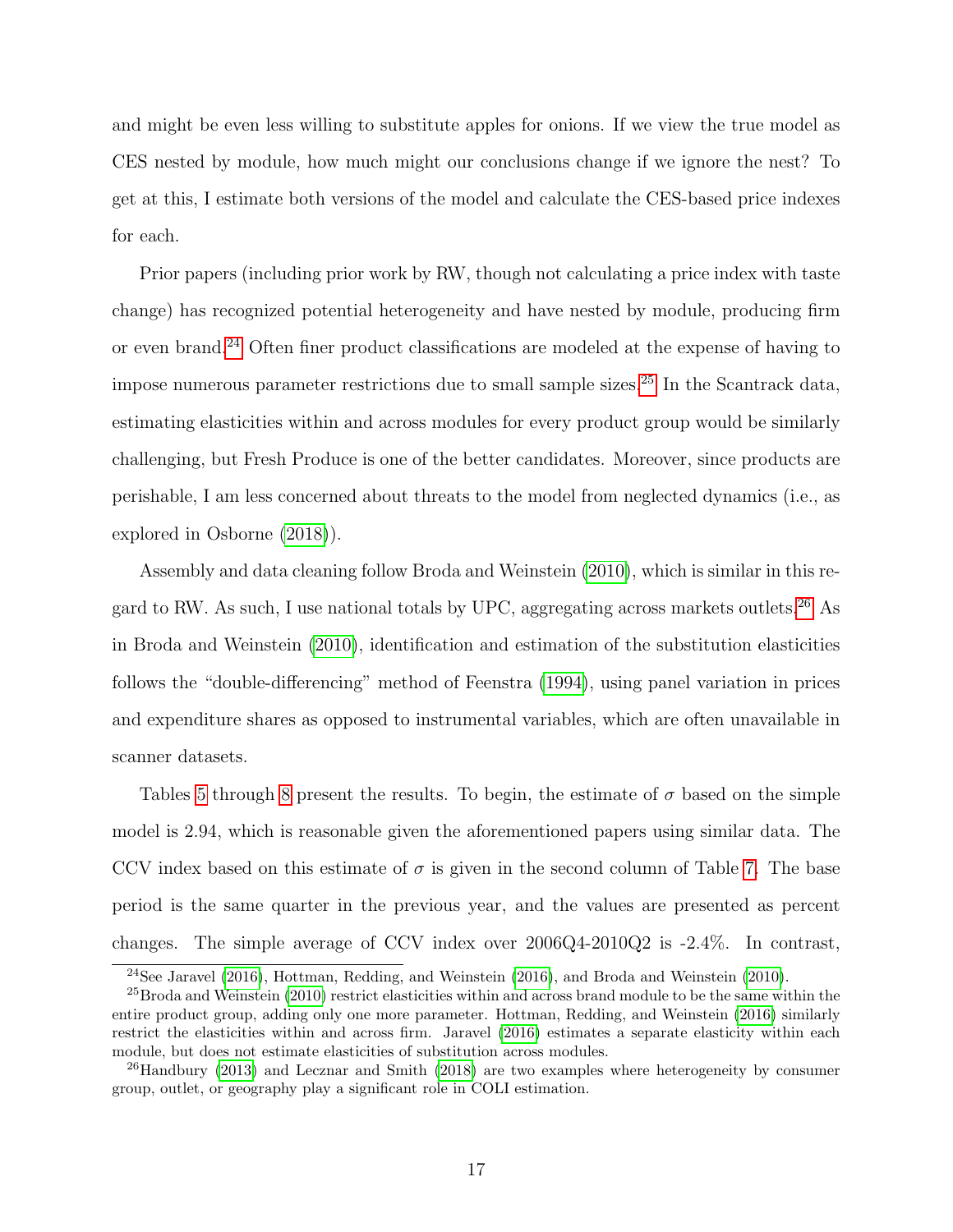and might be even less willing to substitute apples for onions. If we view the true model as CES nested by module, how much might our conclusions change if we ignore the nest? To get at this, I estimate both versions of the model and calculate the CES-based price indexes for each.

Prior papers (including prior work by RW, though not calculating a price index with taste change) has recognized potential heterogeneity and have nested by module, producing firm or even brand.[24] Often finer product classifications are modeled at the expense of having to impose numerous parameter restrictions due to small sample sizes.[25] In the Scantrack data, estimating elasticities within and across modules for every product group would be similarly challenging, but Fresh Produce is one of the better candidates. Moreover, since products are perishable, I am less concerned about threats to the model from neglected dynamics (i.e., as explored in Osborne (2018)).

Assembly and data cleaning follow Broda and Weinstein (2010), which is similar in this regard to RW. As such, I use national totals by UPC, aggregating across markets outlets.[26] As in Broda and Weinstein (2010), identification and estimation of the substitution elasticities follows the "double-differencing" method of Feenstra (1994), using panel variation in prices and expenditure shares as opposed to instrumental variables, which are often unavailable in scanner datasets.

Tables 5 through 8 present the results. To begin, the estimate of $\sigma$ based on the simple model is 2.94, which is reasonable given the aforementioned papers using similar data. The CCV index based on this estimate of $\sigma$ is given in the second column of Table 7. The base period is the same quarter in the previous year, and the values are presented as percent changes. The simple average of CCV index over 2006Q4-2010Q2 is -2.4%. In contrast,

[24] See Jaravel (2016), Hottman, Redding, and Weinstein (2016), and Broda and Weinstein (2010).

[25] Broda and Weinstein (2010) restrict elasticities within and across brand module to be the same within the entire product group, adding only one more parameter. Hottman, Redding, and Weinstein (2016) similarly restrict the elasticities within and across firm. Jaravel (2016) estimates a separate elasticity within each module, but does not estimate elasticities of substitution across modules.

[26] Handbury (2013) and Lecznar and Smith (2018) are two examples where heterogeneity by consumer group, outlet, or geography play a significant role in COLI estimation.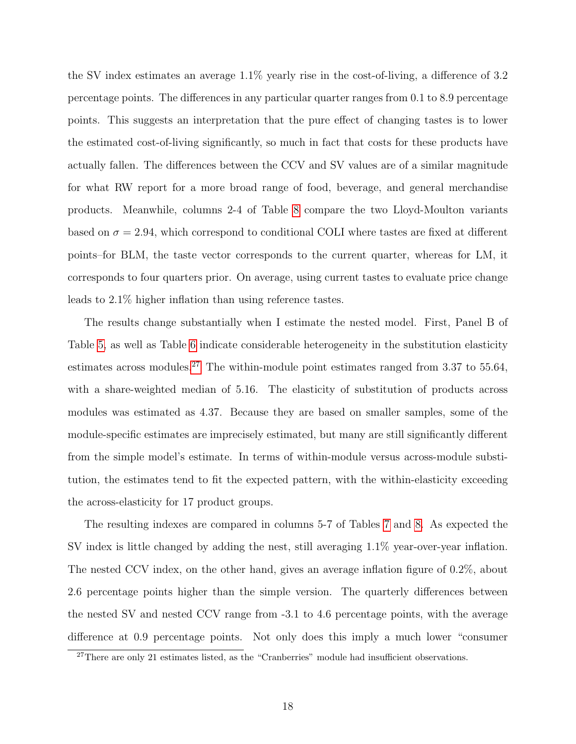the SV index estimates an average 1.1% yearly rise in the cost-of-living, a difference of 3.2 percentage points. The differences in any particular quarter ranges from 0.1 to 8.9 percentage points. This suggests an interpretation that the pure effect of changing tastes is to lower the estimated cost-of-living significantly, so much in fact that costs for these products have actually fallen. The differences between the CCV and SV values are of a similar magnitude for what RW report for a more broad range of food, beverage, and general merchandise products. Meanwhile, columns 2-4 of Table 8 compare the two Lloyd-Moulton variants based on $\sigma = 2.94$, which correspond to conditional COLI where tastes are fixed at different points–for BLM, the taste vector corresponds to the current quarter, whereas for LM, it corresponds to four quarters prior. On average, using current tastes to evaluate price change leads to 2.1% higher inflation than using reference tastes.

The results change substantially when I estimate the nested model. First, Panel B of Table 5, as well as Table 6 indicate considerable heterogeneity in the substitution elasticity estimates across modules.[27] The within-module point estimates ranged from 3.37 to 55.64, with a share-weighted median of 5.16. The elasticity of substitution of products across modules was estimated as 4.37. Because they are based on smaller samples, some of the module-specific estimates are imprecisely estimated, but many are still significantly different from the simple model's estimate. In terms of within-module versus across-module substitution, the estimates tend to fit the expected pattern, with the within-elasticity exceeding the across-elasticity for 17 product groups.

The resulting indexes are compared in columns 5-7 of Tables 7 and 8. As expected the SV index is little changed by adding the nest, still averaging 1.1% year-over-year inflation. The nested CCV index, on the other hand, gives an average inflation figure of 0.2%, about 2.6 percentage points higher than the simple version. The quarterly differences between the nested SV and nested CCV range from -3.1 to 4.6 percentage points, with the average difference at 0.9 percentage points. Not only does this imply a much lower "consumer

[27] There are only 21 estimates listed, as the "Cranberries" module had insufficient observations.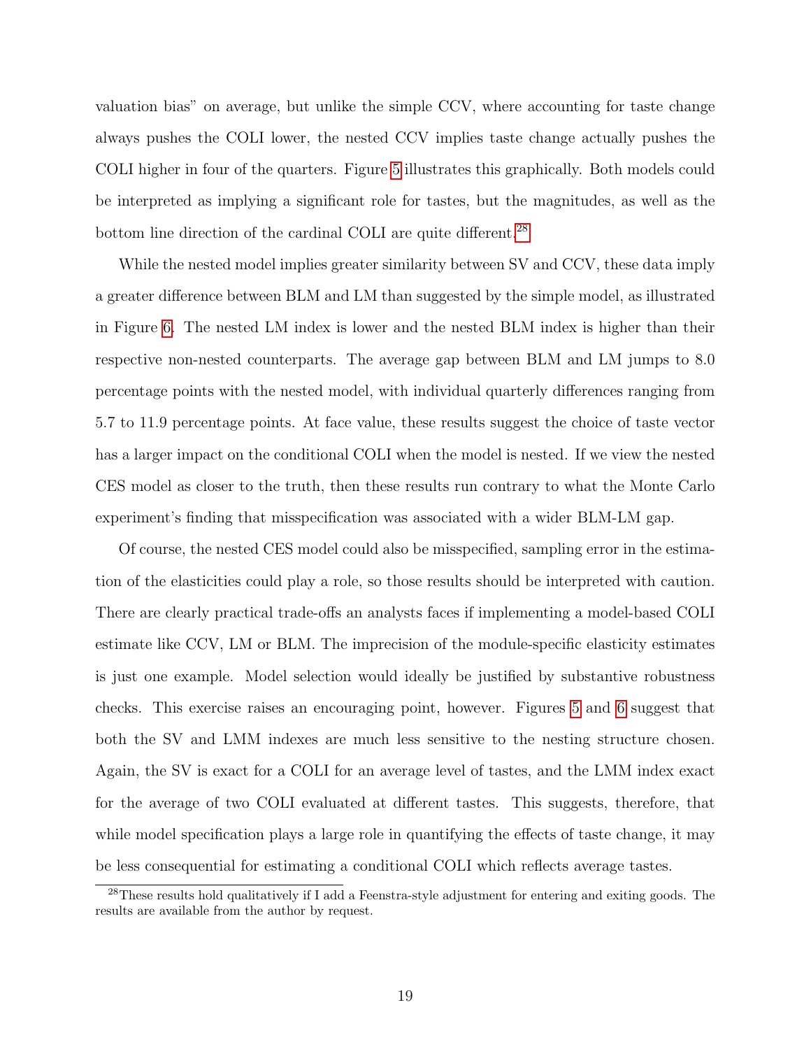valuation bias" on average, but unlike the simple CCV, where accounting for taste change always pushes the COLI lower, the nested CCV implies taste change actually pushes the COLI higher in four of the quarters. Figure 5 illustrates this graphically. Both models could be interpreted as implying a significant role for tastes, but the magnitudes, as well as the bottom line direction of the cardinal COLI are quite different.[28]

While the nested model implies greater similarity between SV and CCV, these data imply a greater difference between BLM and LM than suggested by the simple model, as illustrated in Figure 6. The nested LM index is lower and the nested BLM index is higher than their respective non-nested counterparts. The average gap between BLM and LM jumps to 8.0 percentage points with the nested model, with individual quarterly differences ranging from 5.7 to 11.9 percentage points. At face value, these results suggest the choice of taste vector has a larger impact on the conditional COLI when the model is nested. If we view the nested CES model as closer to the truth, then these results run contrary to what the Monte Carlo experiment's finding that misspecification was associated with a wider BLM-LM gap.

Of course, the nested CES model could also be misspecified, sampling error in the estimation of the elasticities could play a role, so those results should be interpreted with caution. There are clearly practical trade-offs an analysts faces if implementing a model-based COLI estimate like CCV, LM or BLM. The imprecision of the module-specific elasticity estimates is just one example. Model selection would ideally be justified by substantive robustness checks. This exercise raises an encouraging point, however. Figures 5 and 6 suggest that both the SV and LMM indexes are much less sensitive to the nesting structure chosen. Again, the SV is exact for a COLI for an average level of tastes, and the LMM index exact for the average of two COLI evaluated at different tastes. This suggests, therefore, that while model specification plays a large role in quantifying the effects of taste change, it may be less consequential for estimating a conditional COLI which reflects average tastes.

[28] These results hold qualitatively if I add a Feenstra-style adjustment for entering and exiting goods. The results are available from the author by request.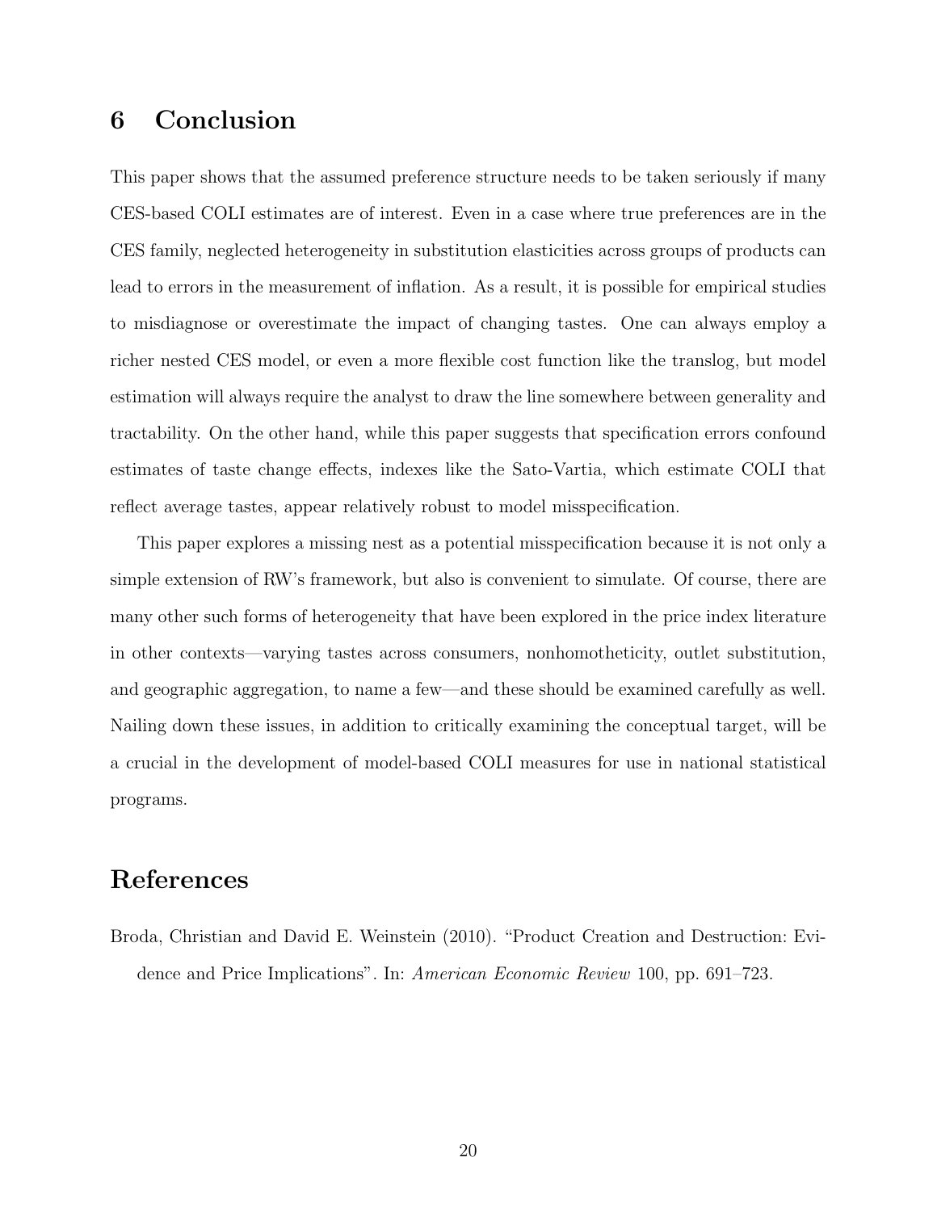## 6 Conclusion

This paper shows that the assumed preference structure needs to be taken seriously if many CES-based COLI estimates are of interest. Even in a case where true preferences are in the CES family, neglected heterogeneity in substitution elasticities across groups of products can lead to errors in the measurement of inflation. As a result, it is possible for empirical studies to misdiagnose or overestimate the impact of changing tastes. One can always employ a richer nested CES model, or even a more flexible cost function like the translog, but model estimation will always require the analyst to draw the line somewhere between generality and tractability. On the other hand, while this paper suggests that specification errors confound estimates of taste change effects, indexes like the Sato-Vartia, which estimate COLI that reflect average tastes, appear relatively robust to model misspecification.

This paper explores a missing nest as a potential misspecification because it is not only a simple extension of RW's framework, but also is convenient to simulate. Of course, there are many other such forms of heterogeneity that have been explored in the price index literature in other contexts—varying tastes across consumers, nonhomotheticity, outlet substitution, and geographic aggregation, to name a few—and these should be examined carefully as well. Nailing down these issues, in addition to critically examining the conceptual target, will be a crucial in the development of model-based COLI measures for use in national statistical programs.

## References

Broda, Christian and David E. Weinstein (2010). "Product Creation and Destruction: Evidence and Price Implications". In: *American Economic Review* 100, pp. 691–723.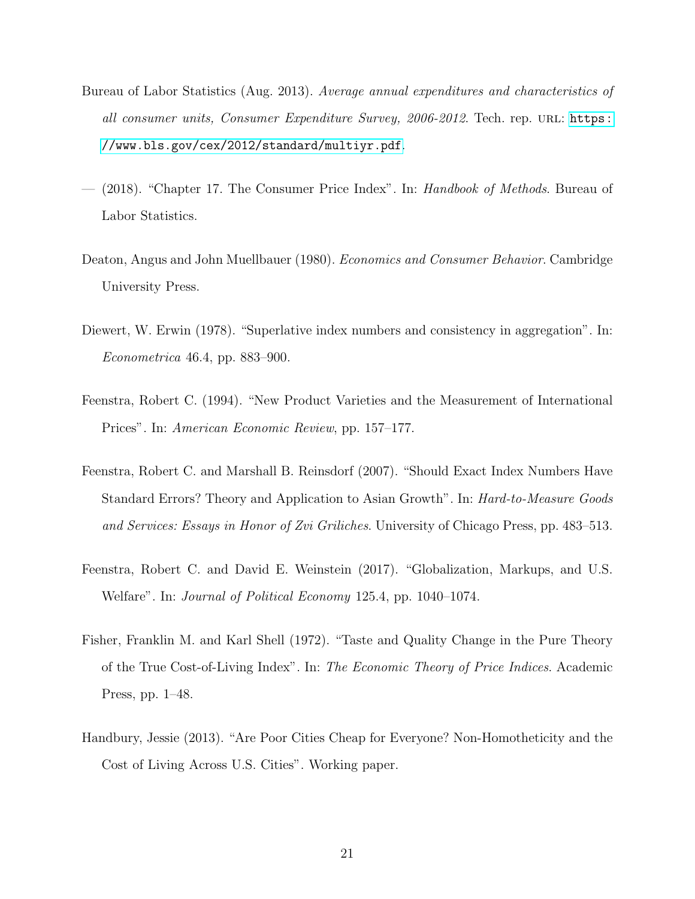Bureau of Labor Statistics (Aug. 2013). *Average annual expenditures and characteristics of all consumer units, Consumer Expenditure Survey, 2006-2012*. Tech. rep. URL: https://www.bls.gov/cex/2012/standard/multiyr.pdf.

— (2018). "Chapter 17. The Consumer Price Index". In: *Handbook of Methods*. Bureau of Labor Statistics.

Deaton, Angus and John Muellbauer (1980). *Economics and Consumer Behavior*. Cambridge University Press.

Diewert, W. Erwin (1978). "Superlative index numbers and consistency in aggregation". In: *Econometrica* 46.4, pp. 883–900.

Feenstra, Robert C. (1994). "New Product Varieties and the Measurement of International Prices". In: *American Economic Review*, pp. 157–177.

Feenstra, Robert C. and Marshall B. Reinsdorf (2007). "Should Exact Index Numbers Have Standard Errors? Theory and Application to Asian Growth". In: *Hard-to-Measure Goods and Services: Essays in Honor of Zvi Griliches*. University of Chicago Press, pp. 483–513.

Feenstra, Robert C. and David E. Weinstein (2017). "Globalization, Markups, and U.S. Welfare". In: *Journal of Political Economy* 125.4, pp. 1040–1074.

Fisher, Franklin M. and Karl Shell (1972). "Taste and Quality Change in the Pure Theory of the True Cost-of-Living Index". In: *The Economic Theory of Price Indices*. Academic Press, pp. 1–48.

Handbury, Jessie (2013). "Are Poor Cities Cheap for Everyone? Non-Homotheticity and the Cost of Living Across U.S. Cities". Working paper.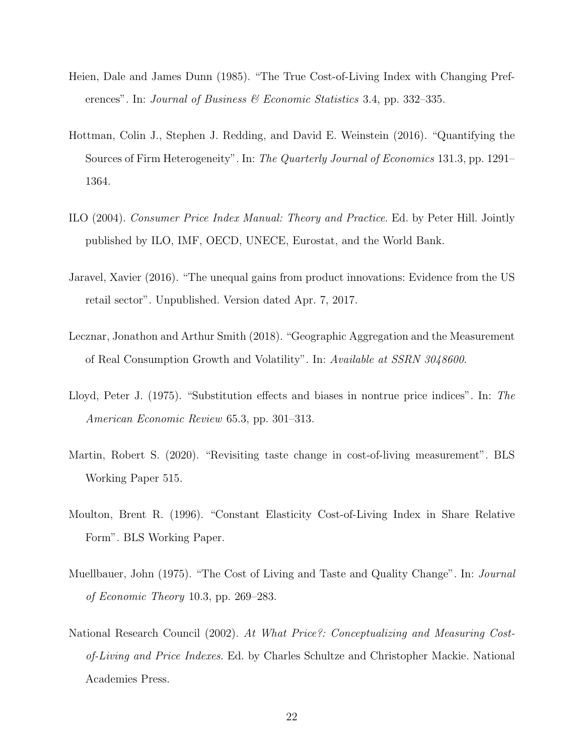Heien, Dale and James Dunn (1985). "The True Cost-of-Living Index with Changing Preferences". In: *Journal of Business & Economic Statistics* 3.4, pp. 332–335.

Hottman, Colin J., Stephen J. Redding, and David E. Weinstein (2016). "Quantifying the Sources of Firm Heterogeneity". In: *The Quarterly Journal of Economics* 131.3, pp. 1291–1364.

ILO (2004). *Consumer Price Index Manual: Theory and Practice*. Ed. by Peter Hill. Jointly published by ILO, IMF, OECD, UNECE, Eurostat, and the World Bank.

Jaravel, Xavier (2016). "The unequal gains from product innovations: Evidence from the US retail sector". Unpublished. Version dated Apr. 7, 2017.

Lecznar, Jonathon and Arthur Smith (2018). "Geographic Aggregation and the Measurement of Real Consumption Growth and Volatility". In: *Available at SSRN 3048600*.

Lloyd, Peter J. (1975). "Substitution effects and biases in nontrue price indices". In: *The American Economic Review* 65.3, pp. 301–313.

Martin, Robert S. (2020). "Revisiting taste change in cost-of-living measurement". BLS Working Paper 515.

Moulton, Brent R. (1996). "Constant Elasticity Cost-of-Living Index in Share Relative Form". BLS Working Paper.

Muellbauer, John (1975). "The Cost of Living and Taste and Quality Change". In: *Journal of Economic Theory* 10.3, pp. 269–283.

National Research Council (2002). *At What Price?: Conceptualizing and Measuring Cost-of-Living and Price Indexes*. Ed. by Charles Schultze and Christopher Mackie. National Academies Press.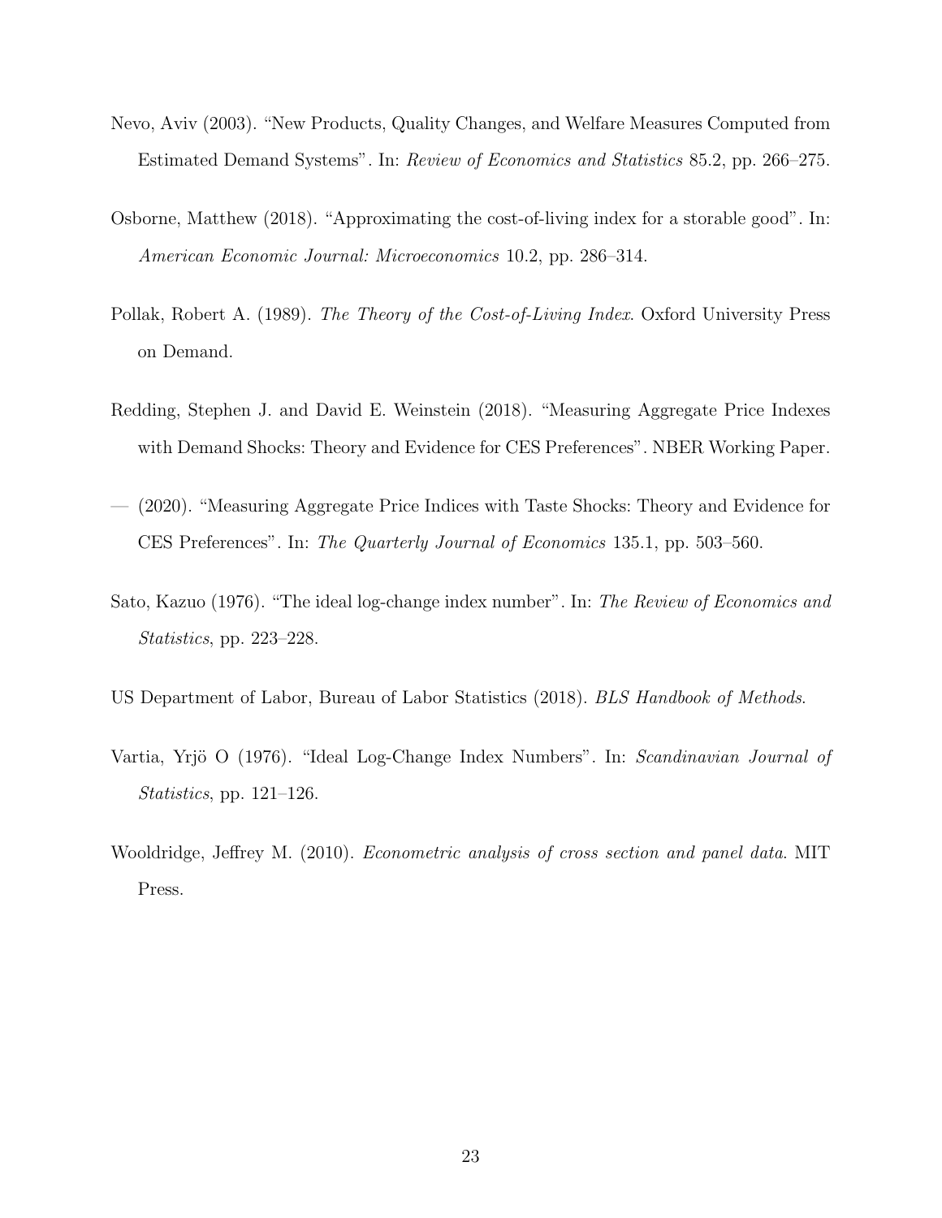Nevo, Aviv (2003). “New Products, Quality Changes, and Welfare Measures Computed from Estimated Demand Systems”. In: *Review of Economics and Statistics* 85.2, pp. 266–275.

Osborne, Matthew (2018). “Approximating the cost-of-living index for a storable good”. In: *American Economic Journal: Microeconomics* 10.2, pp. 286–314.

Pollak, Robert A. (1989). *The Theory of the Cost-of-Living Index*. Oxford University Press on Demand.

Redding, Stephen J. and David E. Weinstein (2018). “Measuring Aggregate Price Indexes with Demand Shocks: Theory and Evidence for CES Preferences”. NBER Working Paper.

— (2020). “Measuring Aggregate Price Indices with Taste Shocks: Theory and Evidence for CES Preferences”. In: *The Quarterly Journal of Economics* 135.1, pp. 503–560.

Sato, Kazuo (1976). “The ideal log-change index number”. In: *The Review of Economics and Statistics*, pp. 223–228.

US Department of Labor, Bureau of Labor Statistics (2018). *BLS Handbook of Methods*.

Vartia, Yrjö O (1976). “Ideal Log-Change Index Numbers”. In: *Scandinavian Journal of Statistics*, pp. 121–126.

Wooldridge, Jeffrey M. (2010). *Econometric analysis of cross section and panel data*. MIT Press.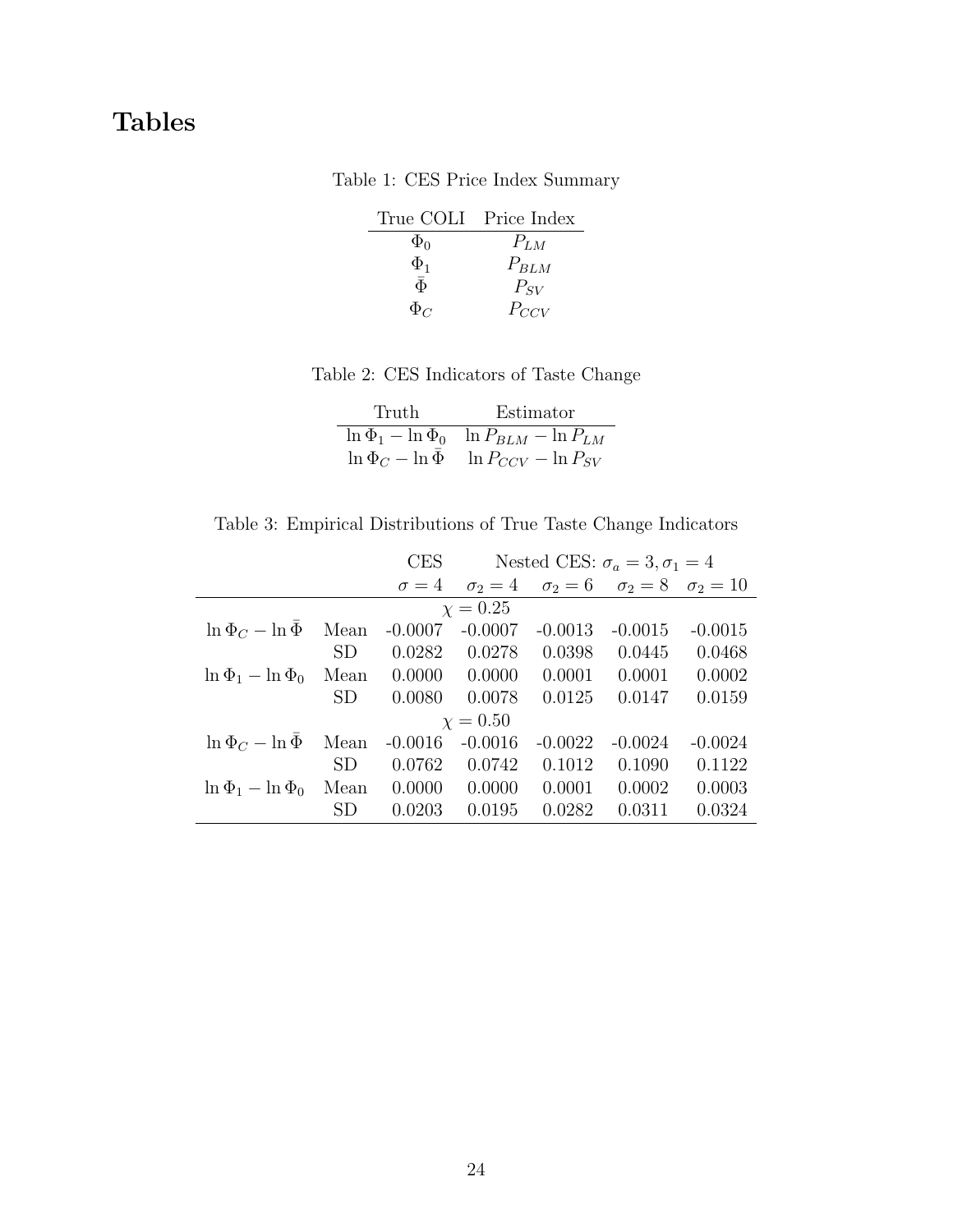# Tables

Table 1: CES Price Index Summary

| True COLI | Price Index |
|---|---|
| $\Phi_0$ | $P_{LM}$ |
| $\Phi_1$ | $P_{BLM}$ |
| $\bar{\Phi}$ | $P_{SV}$ |
| $\Phi_C$ | $P_{CCV}$ |

Table 2: CES Indicators of Taste Change

| Truth | Estimator |
|---|---|
| $\ln \Phi_1 - \ln \Phi_0$ | $\ln P_{BLM} - \ln P_{LM}$ |
| $\ln \Phi_C - \ln \bar{\Phi}$ | $\ln P_{CCV} - \ln P_{SV}$ |

Table 3: Empirical Distributions of True Taste Change Indicators

| | | CES | Nested CES: $\sigma_a = 3, \sigma_1 = 4$ | | | |
|---|---|---|---|---|---|---|
| | | $\sigma = 4$ | $\sigma_2 = 4$ | $\sigma_2 = 6$ | $\sigma_2 = 8$ | $\sigma_2 = 10$ |
| | | | $\chi = 0.25$ | | | |
| $\ln \Phi_C - \ln \bar{\Phi}$ | Mean | -0.0007 | -0.0007 | -0.0013 | -0.0015 | -0.0015 |
| | SD | 0.0282 | 0.0278 | 0.0398 | 0.0445 | 0.0468 |
| $\ln \Phi_1 - \ln \Phi_0$ | Mean | 0.0000 | 0.0000 | 0.0001 | 0.0001 | 0.0002 |
| | SD | 0.0080 | 0.0078 | 0.0125 | 0.0147 | 0.0159 |
| | | | $\chi = 0.50$ | | | |
| $\ln \Phi_C - \ln \bar{\Phi}$ | Mean | -0.0016 | -0.0016 | -0.0022 | -0.0024 | -0.0024 |
| | SD | 0.0762 | 0.0742 | 0.1012 | 0.1090 | 0.1122 |
| $\ln \Phi_1 - \ln \Phi_0$ | Mean | 0.0000 | 0.0000 | 0.0001 | 0.0002 | 0.0003 |
| | SD | 0.0203 | 0.0195 | 0.0282 | 0.0311 | 0.0324 |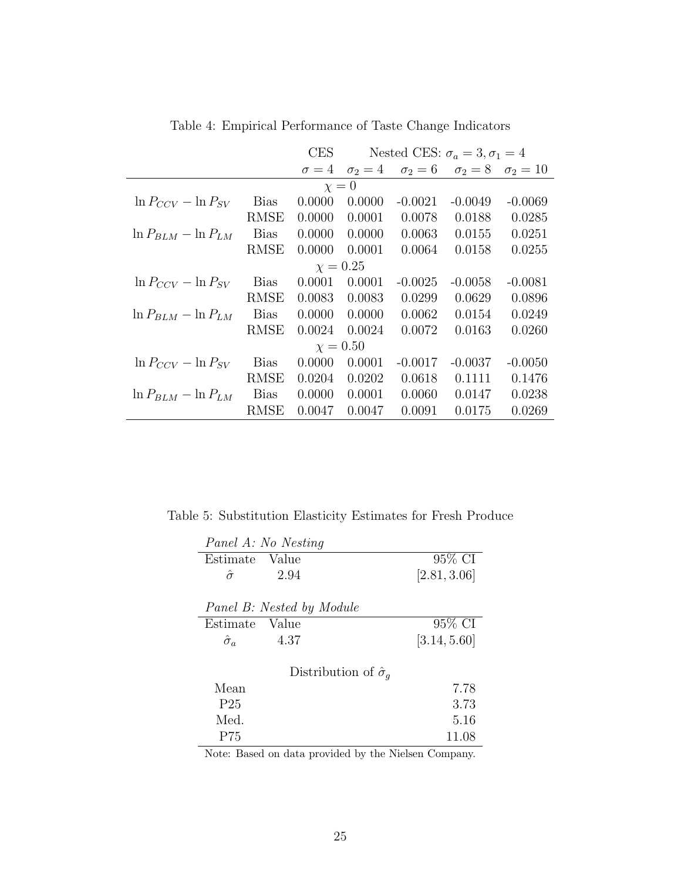Table 4: Empirical Performance of Taste Change Indicators

| | | CES | Nested CES: $\sigma_a = 3, \sigma_1 = 4$ | | | |
|---|---|---|---|---|---|---|
| | | $\sigma = 4$ | $\sigma_2 = 4$ | $\sigma_2 = 6$ | $\sigma_2 = 8$ | $\sigma_2 = 10$ |
| | | | $\chi = 0$ | | | |
| $\ln P_{CCV} - \ln P_{SV}$ | Bias | 0.0000 | 0.0000 | -0.0021 | -0.0049 | -0.0069 |
| | RMSE | 0.0000 | 0.0001 | 0.0078 | 0.0188 | 0.0285 |
| $\ln P_{BLM} - \ln P_{LM}$ | Bias | 0.0000 | 0.0000 | 0.0063 | 0.0155 | 0.0251 |
| | RMSE | 0.0000 | 0.0001 | 0.0064 | 0.0158 | 0.0255 |
| | | | $\chi = 0.25$ | | | |
| $\ln P_{CCV} - \ln P_{SV}$ | Bias | 0.0001 | 0.0001 | -0.0025 | -0.0058 | -0.0081 |
| | RMSE | 0.0083 | 0.0083 | 0.0299 | 0.0629 | 0.0896 |
| $\ln P_{BLM} - \ln P_{LM}$ | Bias | 0.0000 | 0.0000 | 0.0062 | 0.0154 | 0.0249 |
| | RMSE | 0.0024 | 0.0024 | 0.0072 | 0.0163 | 0.0260 |
| | | | $\chi = 0.50$ | | | |
| $\ln P_{CCV} - \ln P_{SV}$ | Bias | 0.0000 | 0.0001 | -0.0017 | -0.0037 | -0.0050 |
| | RMSE | 0.0204 | 0.0202 | 0.0618 | 0.1111 | 0.1476 |
| $\ln P_{BLM} - \ln P_{LM}$ | Bias | 0.0000 | 0.0001 | 0.0060 | 0.0147 | 0.0238 |
| | RMSE | 0.0047 | 0.0047 | 0.0091 | 0.0175 | 0.0269 |

Table 5: Substitution Elasticity Estimates for Fresh Produce

*Panel A: No Nesting*

| Estimate | Value | 95% CI |
|---|---|---|
| $\hat{\sigma}$ | 2.94 | [2.81, 3.06] |

*Panel B: Nested by Module*

| Estimate | Value | 95% CI |
|---|---|---|
| $\hat{\sigma}_a$ | 4.37 | [3.14, 5.60] |

Distribution of $\hat{\sigma}_g$

| | |
|---|---|
| Mean | 7.78 |
| P25 | 3.73 |
| Med. | 5.16 |
| P75 | 11.08 |

Note: Based on data provided by the Nielsen Company.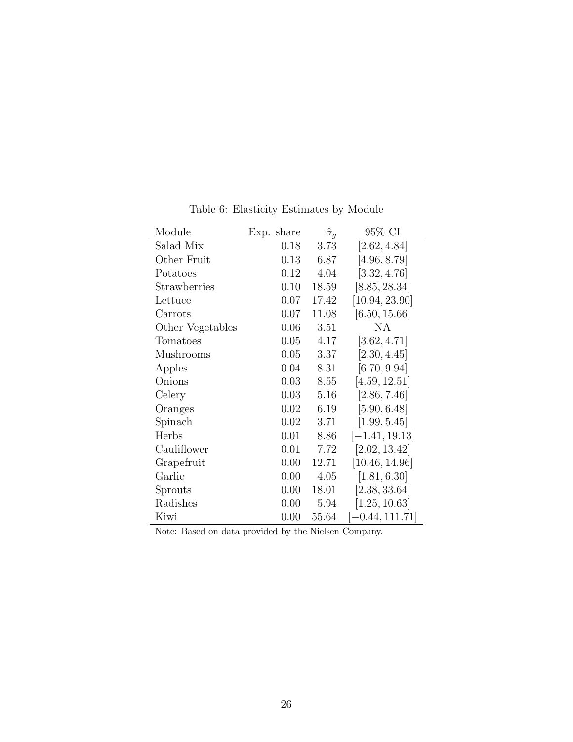Table 6: Elasticity Estimates by Module

| Module | Exp. share | $\hat{\sigma}_g$ | 95% CI |
|---|---|---|---|
| Salad Mix | 0.18 | 3.73 | $[2.62, 4.84]$ |
| Other Fruit | 0.13 | 6.87 | $[4.96, 8.79]$ |
| Potatoes | 0.12 | 4.04 | $[3.32, 4.76]$ |
| Strawberries | 0.10 | 18.59 | $[8.85, 28.34]$ |
| Lettuce | 0.07 | 17.42 | $[10.94, 23.90]$ |
| Carrots | 0.07 | 11.08 | $[6.50, 15.66]$ |
| Other Vegetables | 0.06 | 3.51 | NA |
| Tomatoes | 0.05 | 4.17 | $[3.62, 4.71]$ |
| Mushrooms | 0.05 | 3.37 | $[2.30, 4.45]$ |
| Apples | 0.04 | 8.31 | $[6.70, 9.94]$ |
| Onions | 0.03 | 8.55 | $[4.59, 12.51]$ |
| Celery | 0.03 | 5.16 | $[2.86, 7.46]$ |
| Oranges | 0.02 | 6.19 | $[5.90, 6.48]$ |
| Spinach | 0.02 | 3.71 | $[1.99, 5.45]$ |
| Herbs | 0.01 | 8.86 | $[-1.41, 19.13]$ |
| Cauliflower | 0.01 | 7.72 | $[2.02, 13.42]$ |
| Grapefruit | 0.00 | 12.71 | $[10.46, 14.96]$ |
| Garlic | 0.00 | 4.05 | $[1.81, 6.30]$ |
| Sprouts | 0.00 | 18.01 | $[2.38, 33.64]$ |
| Radishes | 0.00 | 5.94 | $[1.25, 10.63]$ |
| Kiwi | 0.00 | 55.64 | $[-0.44, 111.71]$ |

Note: Based on data provided by the Nielsen Company.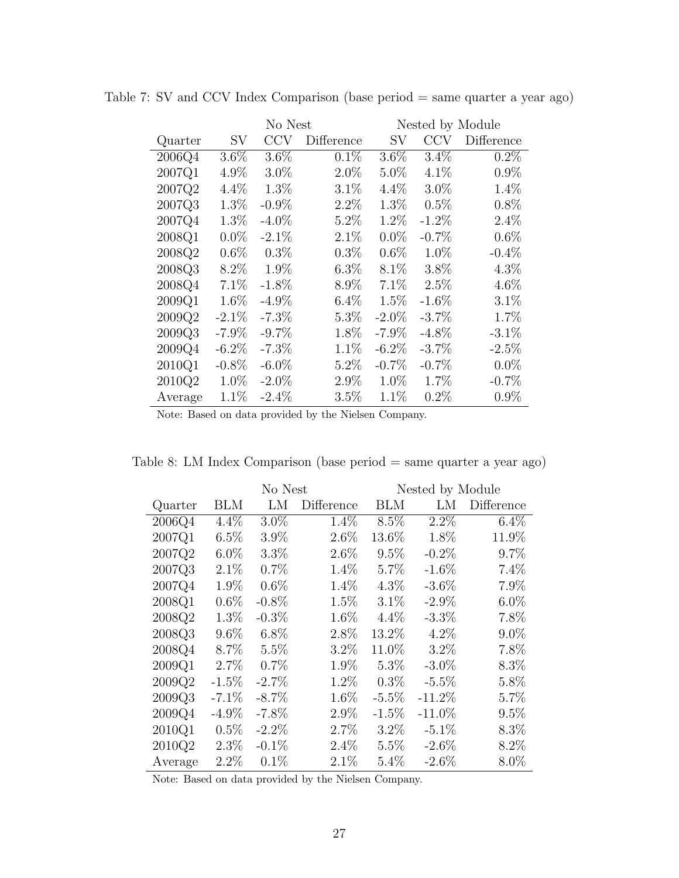Table 7: SV and CCV Index Comparison (base period = same quarter a year ago)

| | No Nest | | | Nested by Module | | |
|---|---|---|---|---|---|---|
| Quarter | SV | CCV | Difference | SV | CCV | Difference |
| 2006Q4 | 3.6% | 3.6% | 0.1% | 3.6% | 3.4% | 0.2% |
| 2007Q1 | 4.9% | 3.0% | 2.0% | 5.0% | 4.1% | 0.9% |
| 2007Q2 | 4.4% | 1.3% | 3.1% | 4.4% | 3.0% | 1.4% |
| 2007Q3 | 1.3% | -0.9% | 2.2% | 1.3% | 0.5% | 0.8% |
| 2007Q4 | 1.3% | -4.0% | 5.2% | 1.2% | -1.2% | 2.4% |
| 2008Q1 | 0.0% | -2.1% | 2.1% | 0.0% | -0.7% | 0.6% |
| 2008Q2 | 0.6% | 0.3% | 0.3% | 0.6% | 1.0% | -0.4% |
| 2008Q3 | 8.2% | 1.9% | 6.3% | 8.1% | 3.8% | 4.3% |
| 2008Q4 | 7.1% | -1.8% | 8.9% | 7.1% | 2.5% | 4.6% |
| 2009Q1 | 1.6% | -4.9% | 6.4% | 1.5% | -1.6% | 3.1% |
| 2009Q2 | -2.1% | -7.3% | 5.3% | -2.0% | -3.7% | 1.7% |
| 2009Q3 | -7.9% | -9.7% | 1.8% | -7.9% | -4.8% | -3.1% |
| 2009Q4 | -6.2% | -7.3% | 1.1% | -6.2% | -3.7% | -2.5% |
| 2010Q1 | -0.8% | -6.0% | 5.2% | -0.7% | -0.7% | 0.0% |
| 2010Q2 | 1.0% | -2.0% | 2.9% | 1.0% | 1.7% | -0.7% |
| Average | 1.1% | -2.4% | 3.5% | 1.1% | 0.2% | 0.9% |

Note: Based on data provided by the Nielsen Company.

Table 8: LM Index Comparison (base period = same quarter a year ago)

| | No Nest | | | Nested by Module | | |
|---|---|---|---|---|---|---|
| Quarter | BLM | LM | Difference | BLM | LM | Difference |
| 2006Q4 | 4.4% | 3.0% | 1.4% | 8.5% | 2.2% | 6.4% |
| 2007Q1 | 6.5% | 3.9% | 2.6% | 13.6% | 1.8% | 11.9% |
| 2007Q2 | 6.0% | 3.3% | 2.6% | 9.5% | -0.2% | 9.7% |
| 2007Q3 | 2.1% | 0.7% | 1.4% | 5.7% | -1.6% | 7.4% |
| 2007Q4 | 1.9% | 0.6% | 1.4% | 4.3% | -3.6% | 7.9% |
| 2008Q1 | 0.6% | -0.8% | 1.5% | 3.1% | -2.9% | 6.0% |
| 2008Q2 | 1.3% | -0.3% | 1.6% | 4.4% | -3.3% | 7.8% |
| 2008Q3 | 9.6% | 6.8% | 2.8% | 13.2% | 4.2% | 9.0% |
| 2008Q4 | 8.7% | 5.5% | 3.2% | 11.0% | 3.2% | 7.8% |
| 2009Q1 | 2.7% | 0.7% | 1.9% | 5.3% | -3.0% | 8.3% |
| 2009Q2 | -1.5% | -2.7% | 1.2% | 0.3% | -5.5% | 5.8% |
| 2009Q3 | -7.1% | -8.7% | 1.6% | -5.5% | -11.2% | 5.7% |
| 2009Q4 | -4.9% | -7.8% | 2.9% | -1.5% | -11.0% | 9.5% |
| 2010Q1 | 0.5% | -2.2% | 2.7% | 3.2% | -5.1% | 8.3% |
| 2010Q2 | 2.3% | -0.1% | 2.4% | 5.5% | -2.6% | 8.2% |
| Average | 2.2% | 0.1% | 2.1% | 5.4% | -2.6% | 8.0% |

Note: Based on data provided by the Nielsen Company.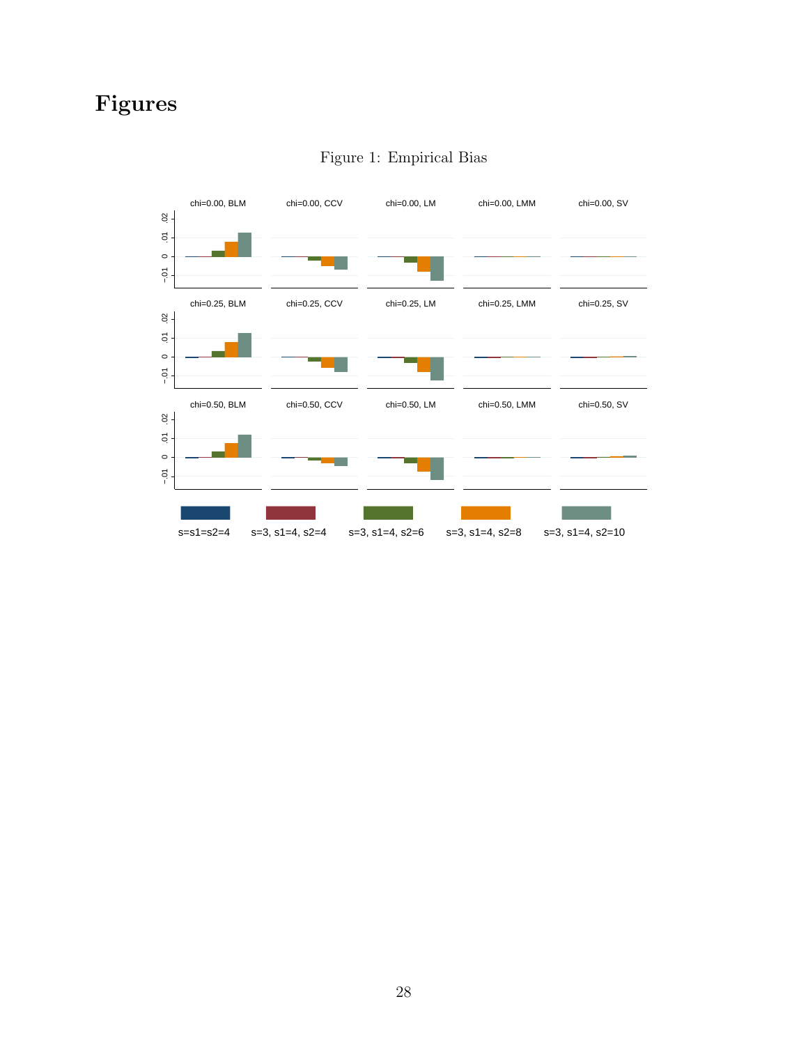# Figures

Figure 1: Empirical Bias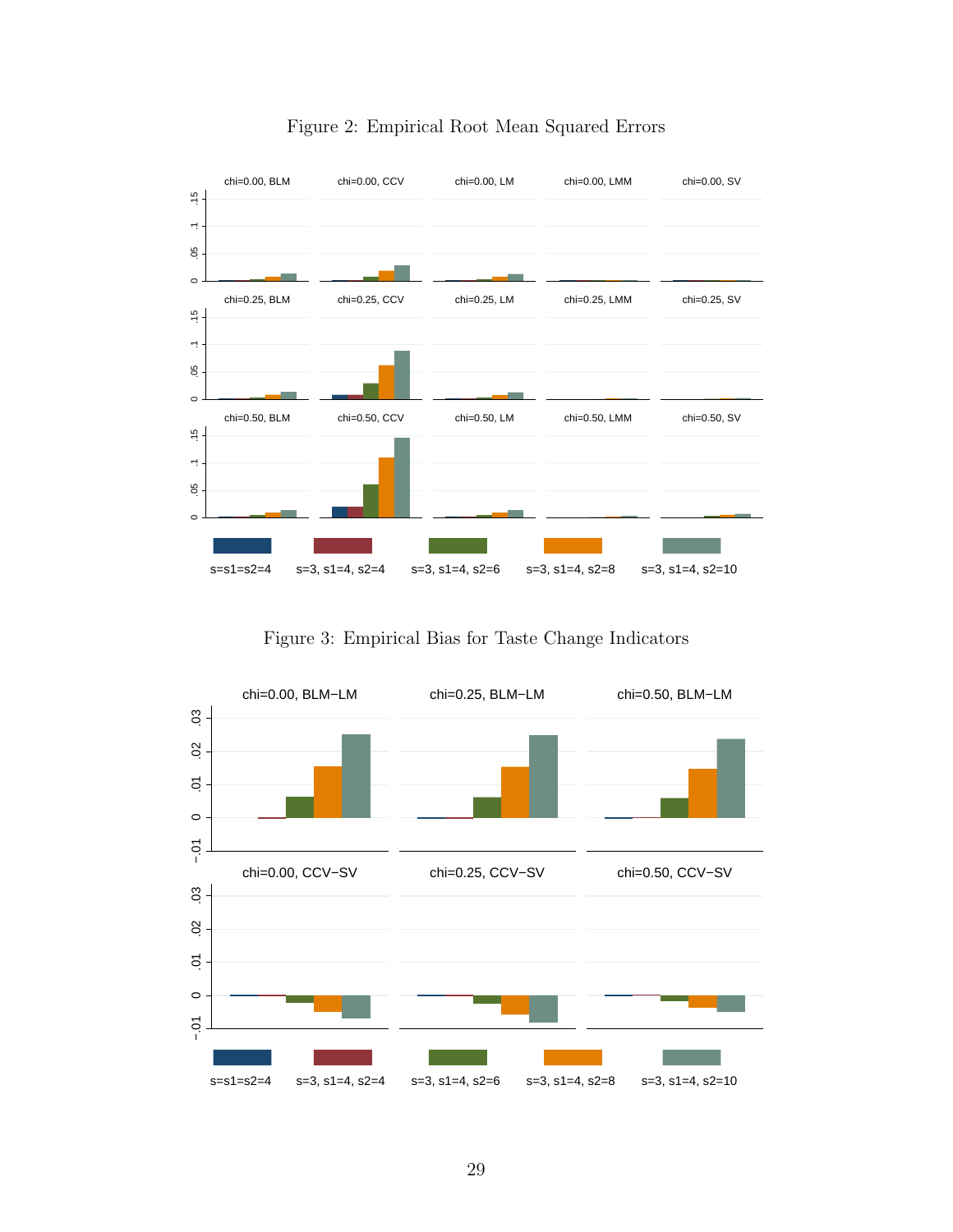Figure 2: Empirical Root Mean Squared Errors

Figure 3: Empirical Bias for Taste Change Indicators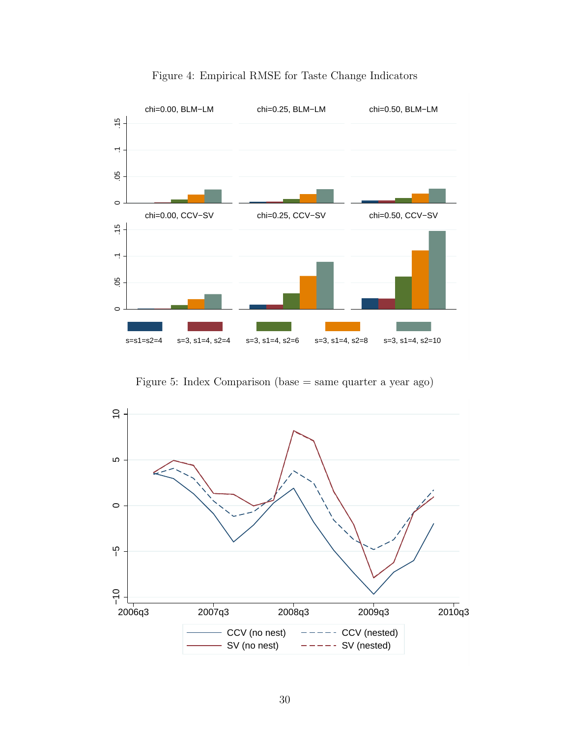Figure 4: Empirical RMSE for Taste Change Indicators

Figure 5: Index Comparison (base = same quarter a year ago)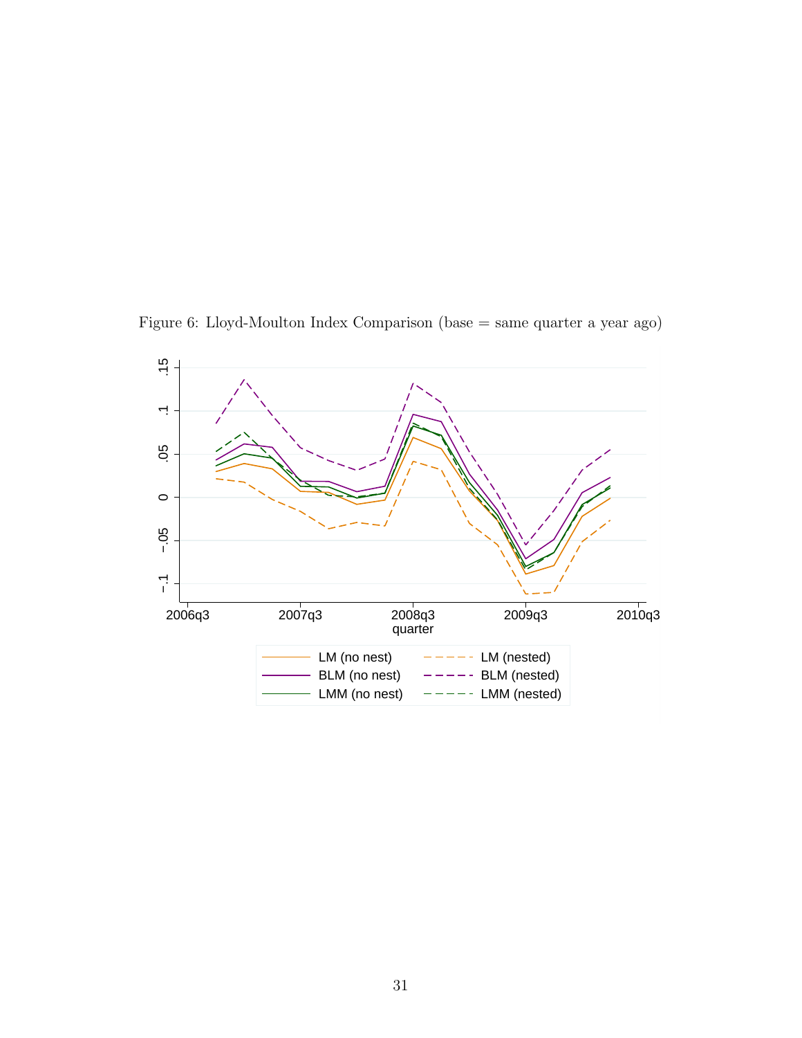Figure 6: Lloyd-Moulton Index Comparison (base = same quarter a year ago)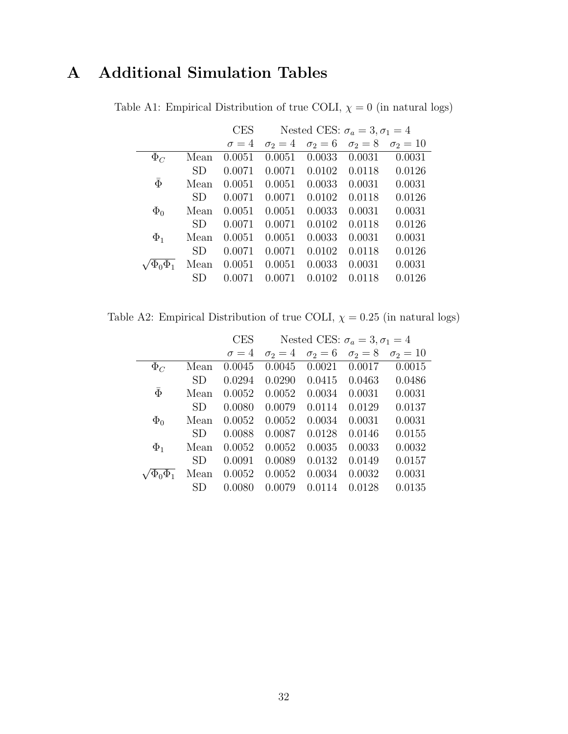# A Additional Simulation Tables

Table A1: Empirical Distribution of true COLI, $\chi = 0$ (in natural logs)

| | | CES | Nested CES: $\sigma_a = 3, \sigma_1 = 4$ | | | |
|---|---|---|---|---|---|---|
| | | $\sigma = 4$ | $\sigma_2 = 4$ | $\sigma_2 = 6$ | $\sigma_2 = 8$ | $\sigma_2 = 10$ |
| $\Phi_C$ | Mean | 0.0051 | 0.0051 | 0.0033 | 0.0031 | 0.0031 |
| | SD | 0.0071 | 0.0071 | 0.0102 | 0.0118 | 0.0126 |
| $\bar{\Phi}$ | Mean | 0.0051 | 0.0051 | 0.0033 | 0.0031 | 0.0031 |
| | SD | 0.0071 | 0.0071 | 0.0102 | 0.0118 | 0.0126 |
| $\Phi_0$ | Mean | 0.0051 | 0.0051 | 0.0033 | 0.0031 | 0.0031 |
| | SD | 0.0071 | 0.0071 | 0.0102 | 0.0118 | 0.0126 |
| $\Phi_1$ | Mean | 0.0051 | 0.0051 | 0.0033 | 0.0031 | 0.0031 |
| | SD | 0.0071 | 0.0071 | 0.0102 | 0.0118 | 0.0126 |
| $\sqrt{\Phi_0 \Phi_1}$ | Mean | 0.0051 | 0.0051 | 0.0033 | 0.0031 | 0.0031 |
| | SD | 0.0071 | 0.0071 | 0.0102 | 0.0118 | 0.0126 |

Table A2: Empirical Distribution of true COLI, $\chi = 0.25$ (in natural logs)

| | | CES | Nested CES: $\sigma_a = 3, \sigma_1 = 4$ | | | |
|---|---|---|---|---|---|---|
| | | $\sigma = 4$ | $\sigma_2 = 4$ | $\sigma_2 = 6$ | $\sigma_2 = 8$ | $\sigma_2 = 10$ |
| $\Phi_C$ | Mean | 0.0045 | 0.0045 | 0.0021 | 0.0017 | 0.0015 |
| | SD | 0.0294 | 0.0290 | 0.0415 | 0.0463 | 0.0486 |
| $\bar{\Phi}$ | Mean | 0.0052 | 0.0052 | 0.0034 | 0.0031 | 0.0031 |
| | SD | 0.0080 | 0.0079 | 0.0114 | 0.0129 | 0.0137 |
| $\Phi_0$ | Mean | 0.0052 | 0.0052 | 0.0034 | 0.0031 | 0.0031 |
| | SD | 0.0088 | 0.0087 | 0.0128 | 0.0146 | 0.0155 |
| $\Phi_1$ | Mean | 0.0052 | 0.0052 | 0.0035 | 0.0033 | 0.0032 |
| | SD | 0.0091 | 0.0089 | 0.0132 | 0.0149 | 0.0157 |
| $\sqrt{\Phi_0 \Phi_1}$ | Mean | 0.0052 | 0.0052 | 0.0034 | 0.0032 | 0.0031 |
| | SD | 0.0080 | 0.0079 | 0.0114 | 0.0128 | 0.0135 |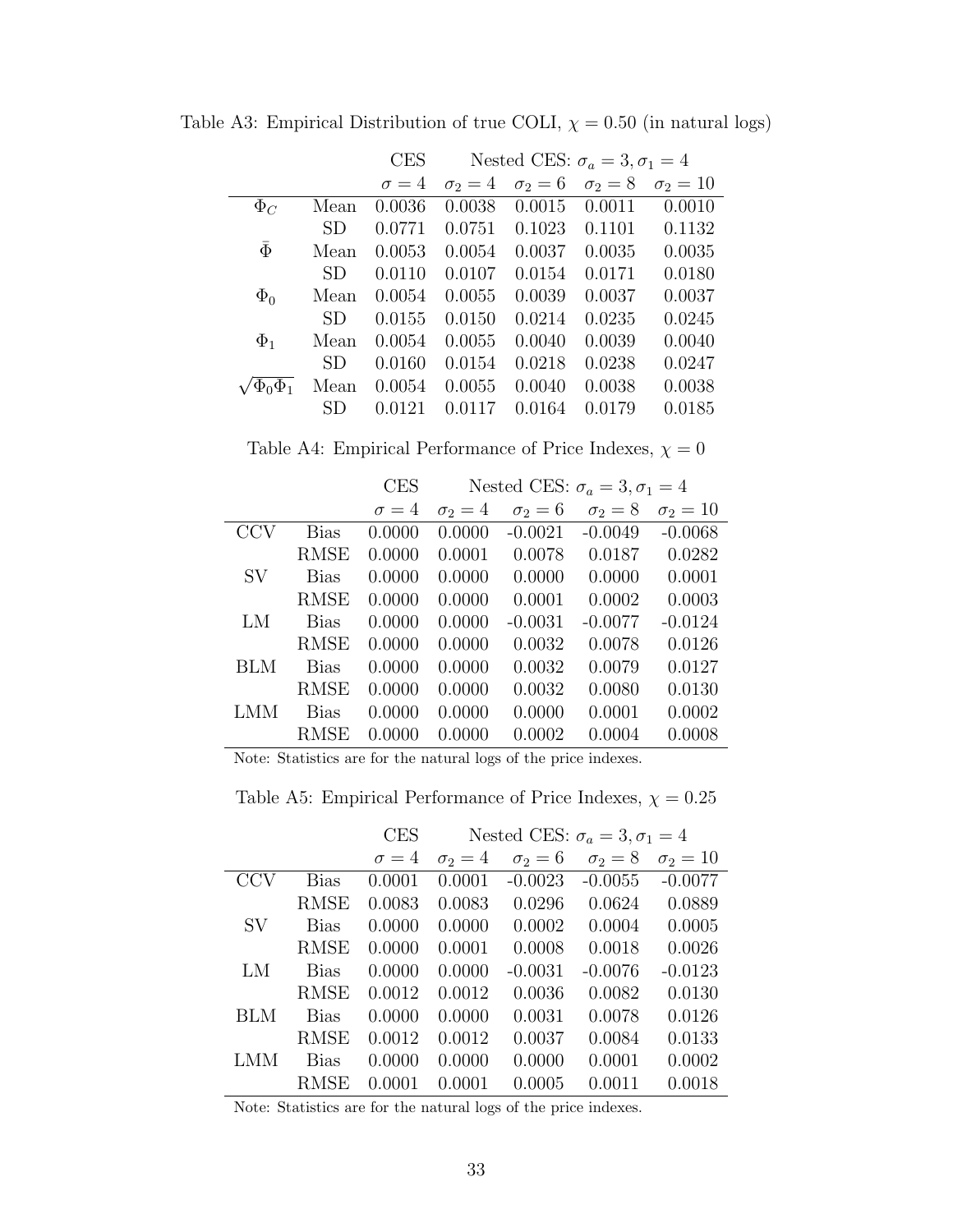Table A3: Empirical Distribution of true COLI, $\chi = 0.50$ (in natural logs)

| | | CES | Nested CES: $\sigma_a = 3, \sigma_1 = 4$ | | | |
|---|---|---|---|---|---|---|
| | | $\sigma = 4$ | $\sigma_2 = 4$ | $\sigma_2 = 6$ | $\sigma_2 = 8$ | $\sigma_2 = 10$ |
| $\Phi_C$ | Mean | 0.0036 | 0.0038 | 0.0015 | 0.0011 | 0.0010 |
| | SD | 0.0771 | 0.0751 | 0.1023 | 0.1101 | 0.1132 |
| $\bar{\Phi}$ | Mean | 0.0053 | 0.0054 | 0.0037 | 0.0035 | 0.0035 |
| | SD | 0.0110 | 0.0107 | 0.0154 | 0.0171 | 0.0180 |
| $\Phi_0$ | Mean | 0.0054 | 0.0055 | 0.0039 | 0.0037 | 0.0037 |
| | SD | 0.0155 | 0.0150 | 0.0214 | 0.0235 | 0.0245 |
| $\Phi_1$ | Mean | 0.0054 | 0.0055 | 0.0040 | 0.0039 | 0.0040 |
| | SD | 0.0160 | 0.0154 | 0.0218 | 0.0238 | 0.0247 |
| $\sqrt{\Phi_0 \Phi_1}$ | Mean | 0.0054 | 0.0055 | 0.0040 | 0.0038 | 0.0038 |
| | SD | 0.0121 | 0.0117 | 0.0164 | 0.0179 | 0.0185 |

Table A4: Empirical Performance of Price Indexes, $\chi = 0$

| | | CES | Nested CES: $\sigma_a = 3, \sigma_1 = 4$ | | | |
|---|---|---|---|---|---|---|
| | | $\sigma = 4$ | $\sigma_2 = 4$ | $\sigma_2 = 6$ | $\sigma_2 = 8$ | $\sigma_2 = 10$ |
| CCV | Bias | 0.0000 | 0.0000 | -0.0021 | -0.0049 | -0.0068 |
| | RMSE | 0.0000 | 0.0001 | 0.0078 | 0.0187 | 0.0282 |
| SV | Bias | 0.0000 | 0.0000 | 0.0000 | 0.0000 | 0.0001 |
| | RMSE | 0.0000 | 0.0000 | 0.0001 | 0.0002 | 0.0003 |
| LM | Bias | 0.0000 | 0.0000 | -0.0031 | -0.0077 | -0.0124 |
| | RMSE | 0.0000 | 0.0000 | 0.0032 | 0.0078 | 0.0126 |
| BLM | Bias | 0.0000 | 0.0000 | 0.0032 | 0.0079 | 0.0127 |
| | RMSE | 0.0000 | 0.0000 | 0.0032 | 0.0080 | 0.0130 |
| LMM | Bias | 0.0000 | 0.0000 | 0.0000 | 0.0001 | 0.0002 |
| | RMSE | 0.0000 | 0.0000 | 0.0002 | 0.0004 | 0.0008 |

Note: Statistics are for the natural logs of the price indexes.

Table A5: Empirical Performance of Price Indexes, $\chi = 0.25$

| | | CES | Nested CES: $\sigma_a = 3, \sigma_1 = 4$ | | | |
|---|---|---|---|---|---|---|
| | | $\sigma = 4$ | $\sigma_2 = 4$ | $\sigma_2 = 6$ | $\sigma_2 = 8$ | $\sigma_2 = 10$ |
| CCV | Bias | 0.0001 | 0.0001 | -0.0023 | -0.0055 | -0.0077 |
| | RMSE | 0.0083 | 0.0083 | 0.0296 | 0.0624 | 0.0889 |
| SV | Bias | 0.0000 | 0.0000 | 0.0002 | 0.0004 | 0.0005 |
| | RMSE | 0.0000 | 0.0001 | 0.0008 | 0.0018 | 0.0026 |
| LM | Bias | 0.0000 | 0.0000 | -0.0031 | -0.0076 | -0.0123 |
| | RMSE | 0.0012 | 0.0012 | 0.0036 | 0.0082 | 0.0130 |
| BLM | Bias | 0.0000 | 0.0000 | 0.0031 | 0.0078 | 0.0126 |
| | RMSE | 0.0012 | 0.0012 | 0.0037 | 0.0084 | 0.0133 |
| LMM | Bias | 0.0000 | 0.0000 | 0.0000 | 0.0001 | 0.0002 |
| | RMSE | 0.0001 | 0.0001 | 0.0005 | 0.0011 | 0.0018 |

Note: Statistics are for the natural logs of the price indexes.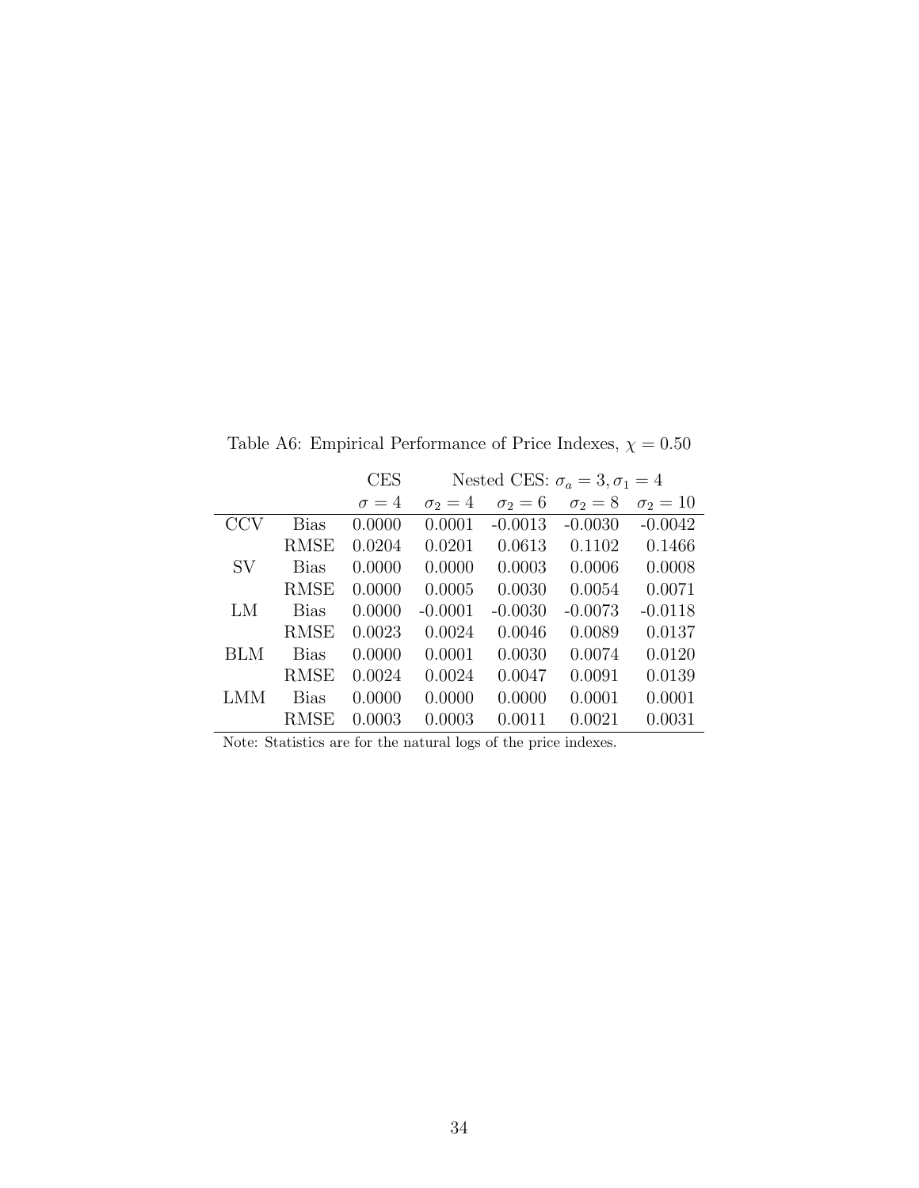Table A6: Empirical Performance of Price Indexes, $\chi = 0.50$

| | | CES | Nested CES: $\sigma_a = 3, \sigma_1 = 4$ | | | |
|---|---|---|---|---|---|---|
| | | $\sigma = 4$ | $\sigma_2 = 4$ | $\sigma_2 = 6$ | $\sigma_2 = 8$ | $\sigma_2 = 10$ |
| CCV | Bias | 0.0000 | 0.0001 | -0.0013 | -0.0030 | -0.0042 |
| | RMSE | 0.0204 | 0.0201 | 0.0613 | 0.1102 | 0.1466 |
| SV | Bias | 0.0000 | 0.0000 | 0.0003 | 0.0006 | 0.0008 |
| | RMSE | 0.0000 | 0.0005 | 0.0030 | 0.0054 | 0.0071 |
| LM | Bias | 0.0000 | -0.0001 | -0.0030 | -0.0073 | -0.0118 |
| | RMSE | 0.0023 | 0.0024 | 0.0046 | 0.0089 | 0.0137 |
| BLM | Bias | 0.0000 | 0.0001 | 0.0030 | 0.0074 | 0.0120 |
| | RMSE | 0.0024 | 0.0024 | 0.0047 | 0.0091 | 0.0139 |
| LMM | Bias | 0.0000 | 0.0000 | 0.0000 | 0.0001 | 0.0001 |
| | RMSE | 0.0003 | 0.0003 | 0.0011 | 0.0021 | 0.0031 |

Note: Statistics are for the natural logs of the price indexes.